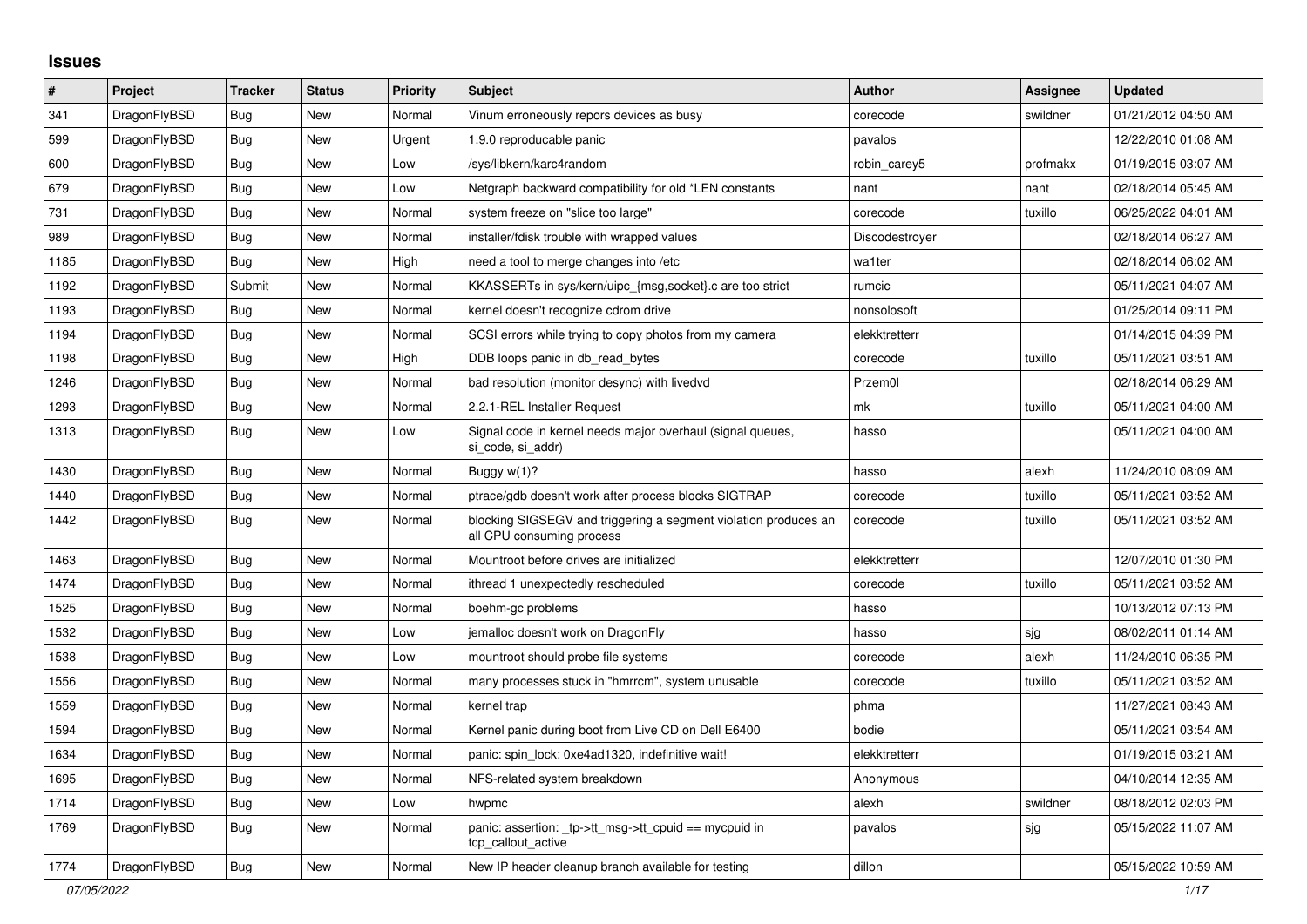# Issues

| # | Project | Tracker | Status | Priority | Subject | Author | Assignee | Updated |
|---|---|---|---|---|---|---|---|---|
| 341 | DragonFlyBSD | Bug | New | Normal | Vinum erroneously repors devices as busy | corecode | swildner | 01/21/2012 04:50 AM |
| 599 | DragonFlyBSD | Bug | New | Urgent | 1.9.0 reproducable panic | pavalos | | 12/22/2010 01:08 AM |
| 600 | DragonFlyBSD | Bug | New | Low | /sys/libkern/karc4random | robin_carey5 | profmakx | 01/19/2015 03:07 AM |
| 679 | DragonFlyBSD | Bug | New | Low | Netgraph backward compatibility for old *LEN constants | nant | nant | 02/18/2014 05:45 AM |
| 731 | DragonFlyBSD | Bug | New | Normal | system freeze on "slice too large" | corecode | tuxillo | 06/25/2022 04:01 AM |
| 989 | DragonFlyBSD | Bug | New | Normal | installer/fdisk trouble with wrapped values | Discodestroyer | | 02/18/2014 06:27 AM |
| 1185 | DragonFlyBSD | Bug | New | High | need a tool to merge changes into /etc | wa1ter | | 02/18/2014 06:02 AM |
| 1192 | DragonFlyBSD | Submit | New | Normal | KKASSERTs in sys/kern/uipc_{msg,socket}.c are too strict | rumcic | | 05/11/2021 04:07 AM |
| 1193 | DragonFlyBSD | Bug | New | Normal | kernel doesn't recognize cdrom drive | nonsolosoft | | 01/25/2014 09:11 PM |
| 1194 | DragonFlyBSD | Bug | New | Normal | SCSI errors while trying to copy photos from my camera | elekktretterr | | 01/14/2015 04:39 PM |
| 1198 | DragonFlyBSD | Bug | New | High | DDB loops panic in db_read_bytes | corecode | tuxillo | 05/11/2021 03:51 AM |
| 1246 | DragonFlyBSD | Bug | New | Normal | bad resolution (monitor desync) with livedvd | Przem0l | | 02/18/2014 06:29 AM |
| 1293 | DragonFlyBSD | Bug | New | Normal | 2.2.1-REL Installer Request | mk | tuxillo | 05/11/2021 04:00 AM |
| 1313 | DragonFlyBSD | Bug | New | Low | Signal code in kernel needs major overhaul (signal queues, si_code, si_addr) | hasso | | 05/11/2021 04:00 AM |
| 1430 | DragonFlyBSD | Bug | New | Normal | Buggy w(1)? | hasso | alexh | 11/24/2010 08:09 AM |
| 1440 | DragonFlyBSD | Bug | New | Normal | ptrace/gdb doesn't work after process blocks SIGTRAP | corecode | tuxillo | 05/11/2021 03:52 AM |
| 1442 | DragonFlyBSD | Bug | New | Normal | blocking SIGSEGV and triggering a segment violation produces an all CPU consuming process | corecode | tuxillo | 05/11/2021 03:52 AM |
| 1463 | DragonFlyBSD | Bug | New | Normal | Mountroot before drives are initialized | elekktretterr | | 12/07/2010 01:30 PM |
| 1474 | DragonFlyBSD | Bug | New | Normal | ithread 1 unexpectedly rescheduled | corecode | tuxillo | 05/11/2021 03:52 AM |
| 1525 | DragonFlyBSD | Bug | New | Normal | boehm-gc problems | hasso | | 10/13/2012 07:13 PM |
| 1532 | DragonFlyBSD | Bug | New | Low | jemalloc doesn't work on DragonFly | hasso | sjg | 08/02/2011 01:14 AM |
| 1538 | DragonFlyBSD | Bug | New | Low | mountroot should probe file systems | corecode | alexh | 11/24/2010 06:35 PM |
| 1556 | DragonFlyBSD | Bug | New | Normal | many processes stuck in "hmrrcm", system unusable | corecode | tuxillo | 05/11/2021 03:52 AM |
| 1559 | DragonFlyBSD | Bug | New | Normal | kernel trap | phma | | 11/27/2021 08:43 AM |
| 1594 | DragonFlyBSD | Bug | New | Normal | Kernel panic during boot from Live CD on Dell E6400 | bodie | | 05/11/2021 03:54 AM |
| 1634 | DragonFlyBSD | Bug | New | Normal | panic: spin_lock: 0xe4ad1320, indefinitive wait! | elekktretterr | | 01/19/2015 03:21 AM |
| 1695 | DragonFlyBSD | Bug | New | Normal | NFS-related system breakdown | Anonymous | | 04/10/2014 12:35 AM |
| 1714 | DragonFlyBSD | Bug | New | Low | hwpmc | alexh | swildner | 08/18/2012 02:03 PM |
| 1769 | DragonFlyBSD | Bug | New | Normal | panic: assertion: _tp->tt_msg->tt_cpuid == mycpuid in tcp_callout_active | pavalos | sjg | 05/15/2022 11:07 AM |
| 1774 | DragonFlyBSD | Bug | New | Normal | New IP header cleanup branch available for testing | dillon | | 05/15/2022 10:59 AM |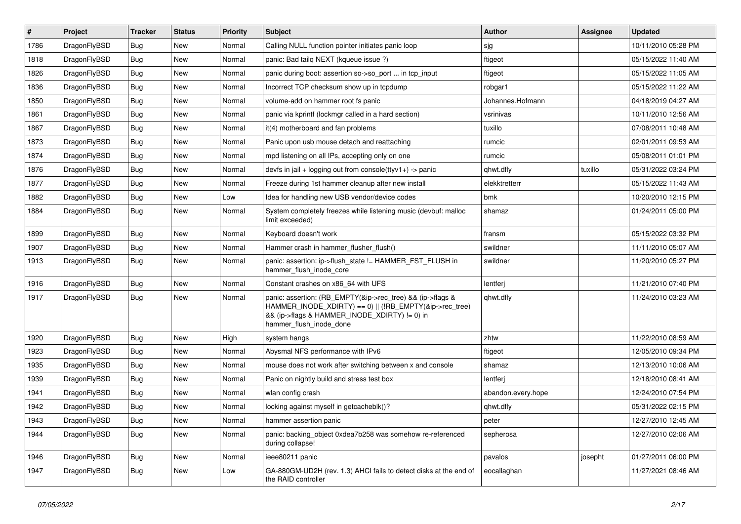| # | Project | Tracker | Status | Priority | Subject | Author | Assignee | Updated |
|---|---|---|---|---|---|---|---|---|
| 1786 | DragonFlyBSD | Bug | New | Normal | Calling NULL function pointer initiates panic loop | sjg | | 10/11/2010 05:28 PM |
| 1818 | DragonFlyBSD | Bug | New | Normal | panic: Bad tailq NEXT (kqueue issue ?) | ftigeot | | 05/15/2022 11:40 AM |
| 1826 | DragonFlyBSD | Bug | New | Normal | panic during boot: assertion so->so_port ... in tcp_input | ftigeot | | 05/15/2022 11:05 AM |
| 1836 | DragonFlyBSD | Bug | New | Normal | Incorrect TCP checksum show up in tcpdump | robgar1 | | 05/15/2022 11:22 AM |
| 1850 | DragonFlyBSD | Bug | New | Normal | volume-add on hammer root fs panic | Johannes.Hofmann | | 04/18/2019 04:27 AM |
| 1861 | DragonFlyBSD | Bug | New | Normal | panic via kprintf (lockmgr called in a hard section) | vsrinivas | | 10/11/2010 12:56 AM |
| 1867 | DragonFlyBSD | Bug | New | Normal | it(4) motherboard and fan problems | tuxillo | | 07/08/2011 10:48 AM |
| 1873 | DragonFlyBSD | Bug | New | Normal | Panic upon usb mouse detach and reattaching | rumcic | | 02/01/2011 09:53 AM |
| 1874 | DragonFlyBSD | Bug | New | Normal | mpd listening on all IPs, accepting only on one | rumcic | | 05/08/2011 01:01 PM |
| 1876 | DragonFlyBSD | Bug | New | Normal | devfs in jail + logging out from console(ttyv1+) -> panic | qhwt.dfly | tuxillo | 05/31/2022 03:24 PM |
| 1877 | DragonFlyBSD | Bug | New | Normal | Freeze during 1st hammer cleanup after new install | elekktretterr | | 05/15/2022 11:43 AM |
| 1882 | DragonFlyBSD | Bug | New | Low | Idea for handling new USB vendor/device codes | bmk | | 10/20/2010 12:15 PM |
| 1884 | DragonFlyBSD | Bug | New | Normal | System completely freezes while listening music (devbuf: malloc limit exceeded) | shamaz | | 01/24/2011 05:00 PM |
| 1899 | DragonFlyBSD | Bug | New | Normal | Keyboard doesn't work | fransm | | 05/15/2022 03:32 PM |
| 1907 | DragonFlyBSD | Bug | New | Normal | Hammer crash in hammer_flusher_flush() | swildner | | 11/11/2010 05:07 AM |
| 1913 | DragonFlyBSD | Bug | New | Normal | panic: assertion: ip->flush_state != HAMMER_FST_FLUSH in hammer_flush_inode_core | swildner | | 11/20/2010 05:27 PM |
| 1916 | DragonFlyBSD | Bug | New | Normal | Constant crashes on x86_64 with UFS | lentferj | | 11/21/2010 07:40 PM |
| 1917 | DragonFlyBSD | Bug | New | Normal | panic: assertion: (RB_EMPTY(&ip->rec_tree) && (ip->flags & HAMMER_INODE_XDIRTY) == 0) \|\| (!RB_EMPTY(&ip->rec_tree) && (ip->flags & HAMMER_INODE_XDIRTY) != 0) in hammer_flush_inode_done | qhwt.dfly | | 11/24/2010 03:23 AM |
| 1920 | DragonFlyBSD | Bug | New | High | system hangs | zhtw | | 11/22/2010 08:59 AM |
| 1923 | DragonFlyBSD | Bug | New | Normal | Abysmal NFS performance with IPv6 | ftigeot | | 12/05/2010 09:34 PM |
| 1935 | DragonFlyBSD | Bug | New | Normal | mouse does not work after switching between x and console | shamaz | | 12/13/2010 10:06 AM |
| 1939 | DragonFlyBSD | Bug | New | Normal | Panic on nightly build and stress test box | lentferj | | 12/18/2010 08:41 AM |
| 1941 | DragonFlyBSD | Bug | New | Normal | wlan config crash | abandon.every.hope | | 12/24/2010 07:54 PM |
| 1942 | DragonFlyBSD | Bug | New | Normal | locking against myself in getcacheblk()? | qhwt.dfly | | 05/31/2022 02:15 PM |
| 1943 | DragonFlyBSD | Bug | New | Normal | hammer assertion panic | peter | | 12/27/2010 12:45 AM |
| 1944 | DragonFlyBSD | Bug | New | Normal | panic: backing_object 0xdea7b258 was somehow re-referenced during collapse! | sepherosa | | 12/27/2010 02:06 AM |
| 1946 | DragonFlyBSD | Bug | New | Normal | ieee80211 panic | pavalos | josepht | 01/27/2011 06:00 PM |
| 1947 | DragonFlyBSD | Bug | New | Low | GA-880GM-UD2H (rev. 1.3) AHCI fails to detect disks at the end of the RAID controller | eocallaghan | | 11/27/2021 08:46 AM |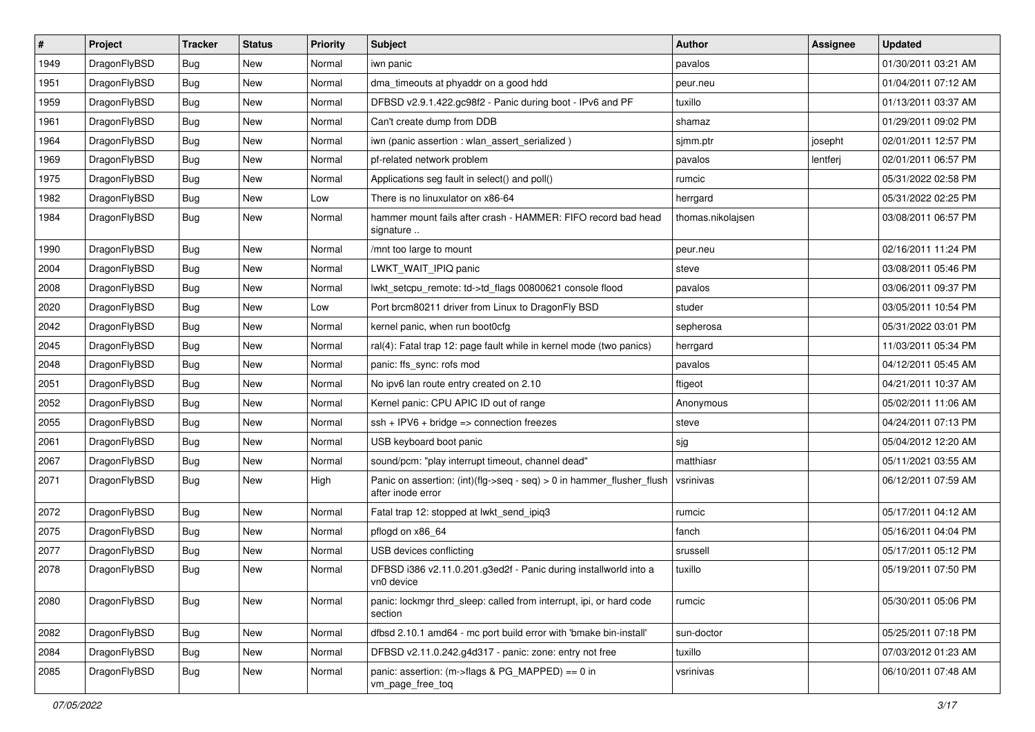| # | Project | Tracker | Status | Priority | Subject | Author | Assignee | Updated |
|---|---|---|---|---|---|---|---|---|
| 1949 | DragonFlyBSD | Bug | New | Normal | iwn panic | pavalos | | 01/30/2011 03:21 AM |
| 1951 | DragonFlyBSD | Bug | New | Normal | dma_timeouts at phyaddr on a good hdd | peur.neu | | 01/04/2011 07:12 AM |
| 1959 | DragonFlyBSD | Bug | New | Normal | DFBSD v2.9.1.422.gc98f2 - Panic during boot - IPv6 and PF | tuxillo | | 01/13/2011 03:37 AM |
| 1961 | DragonFlyBSD | Bug | New | Normal | Can't create dump from DDB | shamaz | | 01/29/2011 09:02 PM |
| 1964 | DragonFlyBSD | Bug | New | Normal | iwn (panic assertion : wlan_assert_serialized ) | sjmm.ptr | josepht | 02/01/2011 12:57 PM |
| 1969 | DragonFlyBSD | Bug | New | Normal | pf-related network problem | pavalos | lentferj | 02/01/2011 06:57 PM |
| 1975 | DragonFlyBSD | Bug | New | Normal | Applications seg fault in select() and poll() | rumcic | | 05/31/2022 02:58 PM |
| 1982 | DragonFlyBSD | Bug | New | Low | There is no linuxulator on x86-64 | herrgard | | 05/31/2022 02:25 PM |
| 1984 | DragonFlyBSD | Bug | New | Normal | hammer mount fails after crash - HAMMER: FIFO record bad head signature .. | thomas.nikolajsen | | 03/08/2011 06:57 PM |
| 1990 | DragonFlyBSD | Bug | New | Normal | /mnt too large to mount | peur.neu | | 02/16/2011 11:24 PM |
| 2004 | DragonFlyBSD | Bug | New | Normal | LWKT_WAIT_IPIQ panic | steve | | 03/08/2011 05:46 PM |
| 2008 | DragonFlyBSD | Bug | New | Normal | lwkt_setcpu_remote: td->td_flags 00800621 console flood | pavalos | | 03/06/2011 09:37 PM |
| 2020 | DragonFlyBSD | Bug | New | Low | Port brcm80211 driver from Linux to DragonFly BSD | studer | | 03/05/2011 10:54 PM |
| 2042 | DragonFlyBSD | Bug | New | Normal | kernel panic, when run boot0cfg | sepherosa | | 05/31/2022 03:01 PM |
| 2045 | DragonFlyBSD | Bug | New | Normal | ral(4): Fatal trap 12: page fault while in kernel mode (two panics) | herrgard | | 11/03/2011 05:34 PM |
| 2048 | DragonFlyBSD | Bug | New | Normal | panic: ffs_sync: rofs mod | pavalos | | 04/12/2011 05:45 AM |
| 2051 | DragonFlyBSD | Bug | New | Normal | No ipv6 lan route entry created on 2.10 | ftigeot | | 04/21/2011 10:37 AM |
| 2052 | DragonFlyBSD | Bug | New | Normal | Kernel panic: CPU APIC ID out of range | Anonymous | | 05/02/2011 11:06 AM |
| 2055 | DragonFlyBSD | Bug | New | Normal | ssh + IPV6 + bridge => connection freezes | steve | | 04/24/2011 07:13 PM |
| 2061 | DragonFlyBSD | Bug | New | Normal | USB keyboard boot panic | sjg | | 05/04/2012 12:20 AM |
| 2067 | DragonFlyBSD | Bug | New | Normal | sound/pcm: "play interrupt timeout, channel dead" | matthiasr | | 05/11/2021 03:55 AM |
| 2071 | DragonFlyBSD | Bug | New | High | Panic on assertion: (int)(flg->seq - seq) > 0 in hammer_flusher_flush after inode error | vsrinivas | | 06/12/2011 07:59 AM |
| 2072 | DragonFlyBSD | Bug | New | Normal | Fatal trap 12: stopped at lwkt_send_ipiq3 | rumcic | | 05/17/2011 04:12 AM |
| 2075 | DragonFlyBSD | Bug | New | Normal | pflogd on x86_64 | fanch | | 05/16/2011 04:04 PM |
| 2077 | DragonFlyBSD | Bug | New | Normal | USB devices conflicting | srussell | | 05/17/2011 05:12 PM |
| 2078 | DragonFlyBSD | Bug | New | Normal | DFBSD i386 v2.11.0.201.g3ed2f - Panic during installworld into a vn0 device | tuxillo | | 05/19/2011 07:50 PM |
| 2080 | DragonFlyBSD | Bug | New | Normal | panic: lockmgr thrd_sleep: called from interrupt, ipi, or hard code section | rumcic | | 05/30/2011 05:06 PM |
| 2082 | DragonFlyBSD | Bug | New | Normal | dfbsd 2.10.1 amd64 - mc port build error with 'bmake bin-install' | sun-doctor | | 05/25/2011 07:18 PM |
| 2084 | DragonFlyBSD | Bug | New | Normal | DFBSD v2.11.0.242.g4d317 - panic: zone: entry not free | tuxillo | | 07/03/2012 01:23 AM |
| 2085 | DragonFlyBSD | Bug | New | Normal | panic: assertion: (m->flags & PG_MAPPED) == 0 in vm_page_free_toq | vsrinivas | | 06/10/2011 07:48 AM |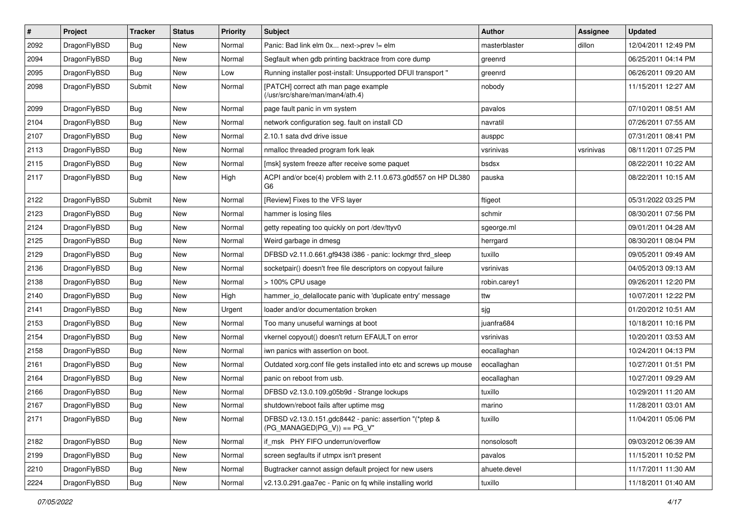| # | Project | Tracker | Status | Priority | Subject | Author | Assignee | Updated |
|---|---|---|---|---|---|---|---|---|
| 2092 | DragonFlyBSD | Bug | New | Normal | Panic: Bad link elm 0x... next->prev != elm | masterblaster | dillon | 12/04/2011 12:49 PM |
| 2094 | DragonFlyBSD | Bug | New | Normal | Segfault when gdb printing backtrace from core dump | greenrd | | 06/25/2011 04:14 PM |
| 2095 | DragonFlyBSD | Bug | New | Low | Running installer post-install: Unsupported DFUI transport " | greenrd | | 06/26/2011 09:20 AM |
| 2098 | DragonFlyBSD | Submit | New | Normal | [PATCH] correct ath man page example (/usr/src/share/man/man4/ath.4) | nobody | | 11/15/2011 12:27 AM |
| 2099 | DragonFlyBSD | Bug | New | Normal | page fault panic in vm system | pavalos | | 07/10/2011 08:51 AM |
| 2104 | DragonFlyBSD | Bug | New | Normal | network configuration seg. fault on install CD | navratil | | 07/26/2011 07:55 AM |
| 2107 | DragonFlyBSD | Bug | New | Normal | 2.10.1 sata dvd drive issue | ausppc | | 07/31/2011 08:41 PM |
| 2113 | DragonFlyBSD | Bug | New | Normal | nmalloc threaded program fork leak | vsrinivas | vsrinivas | 08/11/2011 07:25 PM |
| 2115 | DragonFlyBSD | Bug | New | Normal | [msk] system freeze after receive some paquet | bsdsx | | 08/22/2011 10:22 AM |
| 2117 | DragonFlyBSD | Bug | New | High | ACPI and/or bce(4) problem with 2.11.0.673.g0d557 on HP DL380 G6 | pauska | | 08/22/2011 10:15 AM |
| 2122 | DragonFlyBSD | Submit | New | Normal | [Review] Fixes to the VFS layer | ftigeot | | 05/31/2022 03:25 PM |
| 2123 | DragonFlyBSD | Bug | New | Normal | hammer is losing files | schmir | | 08/30/2011 07:56 PM |
| 2124 | DragonFlyBSD | Bug | New | Normal | getty repeating too quickly on port /dev/ttyv0 | sgeorge.ml | | 09/01/2011 04:28 AM |
| 2125 | DragonFlyBSD | Bug | New | Normal | Weird garbage in dmesg | herrgard | | 08/30/2011 08:04 PM |
| 2129 | DragonFlyBSD | Bug | New | Normal | DFBSD v2.11.0.661.gf9438 i386 - panic: lockmgr thrd_sleep | tuxillo | | 09/05/2011 09:49 AM |
| 2136 | DragonFlyBSD | Bug | New | Normal | socketpair() doesn't free file descriptors on copyout failure | vsrinivas | | 04/05/2013 09:13 AM |
| 2138 | DragonFlyBSD | Bug | New | Normal | > 100% CPU usage | robin.carey1 | | 09/26/2011 12:20 PM |
| 2140 | DragonFlyBSD | Bug | New | High | hammer_io_delallocate panic with 'duplicate entry' message | ttw | | 10/07/2011 12:22 PM |
| 2141 | DragonFlyBSD | Bug | New | Urgent | loader and/or documentation broken | sjg | | 01/20/2012 10:51 AM |
| 2153 | DragonFlyBSD | Bug | New | Normal | Too many unuseful warnings at boot | juanfra684 | | 10/18/2011 10:16 PM |
| 2154 | DragonFlyBSD | Bug | New | Normal | vkernel copyout() doesn't return EFAULT on error | vsrinivas | | 10/20/2011 03:53 AM |
| 2158 | DragonFlyBSD | Bug | New | Normal | iwn panics with assertion on boot. | eocallaghan | | 10/24/2011 04:13 PM |
| 2161 | DragonFlyBSD | Bug | New | Normal | Outdated xorg.conf file gets installed into etc and screws up mouse | eocallaghan | | 10/27/2011 01:51 PM |
| 2164 | DragonFlyBSD | Bug | New | Normal | panic on reboot from usb. | eocallaghan | | 10/27/2011 09:29 AM |
| 2166 | DragonFlyBSD | Bug | New | Normal | DFBSD v2.13.0.109.g05b9d - Strange lockups | tuxillo | | 10/29/2011 11:20 AM |
| 2167 | DragonFlyBSD | Bug | New | Normal | shutdown/reboot fails after uptime msg | marino | | 11/28/2011 03:01 AM |
| 2171 | DragonFlyBSD | Bug | New | Normal | DFBSD v2.13.0.151.gdc8442 - panic: assertion "(*ptep & (PG_MANAGED\|PG_V)) == PG_V" | tuxillo | | 11/04/2011 05:06 PM |
| 2182 | DragonFlyBSD | Bug | New | Normal | if_msk PHY FIFO underrun/overflow | nonsolosoft | | 09/03/2012 06:39 AM |
| 2199 | DragonFlyBSD | Bug | New | Normal | screen segfaults if utmpx isn't present | pavalos | | 11/15/2011 10:52 PM |
| 2210 | DragonFlyBSD | Bug | New | Normal | Bugtracker cannot assign default project for new users | ahuete.devel | | 11/17/2011 11:30 AM |
| 2224 | DragonFlyBSD | Bug | New | Normal | v2.13.0.291.gaa7ec - Panic on fq while installing world | tuxillo | | 11/18/2011 01:40 AM |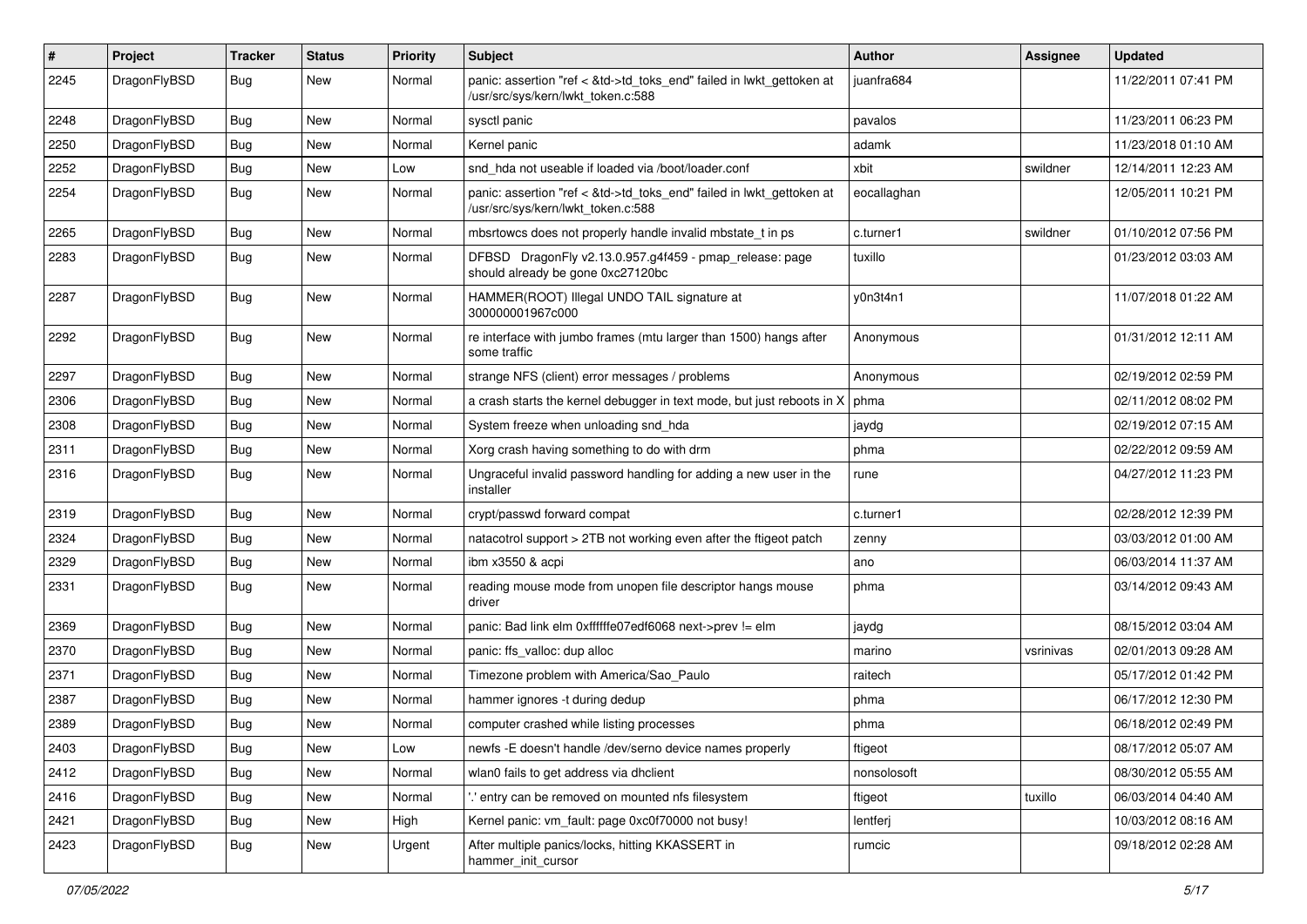| # | Project | Tracker | Status | Priority | Subject | Author | Assignee | Updated |
|---|---|---|---|---|---|---|---|---|
| 2245 | DragonFlyBSD | Bug | New | Normal | panic: assertion "ref < &td->td_toks_end" failed in lwkt_gettoken at /usr/src/sys/kern/lwkt_token.c:588 | juanfra684 | | 11/22/2011 07:41 PM |
| 2248 | DragonFlyBSD | Bug | New | Normal | sysctl panic | pavalos | | 11/23/2011 06:23 PM |
| 2250 | DragonFlyBSD | Bug | New | Normal | Kernel panic | adamk | | 11/23/2018 01:10 AM |
| 2252 | DragonFlyBSD | Bug | New | Low | snd_hda not useable if loaded via /boot/loader.conf | xbit | swildner | 12/14/2011 12:23 AM |
| 2254 | DragonFlyBSD | Bug | New | Normal | panic: assertion "ref < &td->td_toks_end" failed in lwkt_gettoken at /usr/src/sys/kern/lwkt_token.c:588 | eocallaghan | | 12/05/2011 10:21 PM |
| 2265 | DragonFlyBSD | Bug | New | Normal | mbsrtowcs does not properly handle invalid mbstate_t in ps | c.turner1 | swildner | 01/10/2012 07:56 PM |
| 2283 | DragonFlyBSD | Bug | New | Normal | DFBSD DragonFly v2.13.0.957.g4f459 - pmap_release: page should already be gone 0xc27120bc | tuxillo | | 01/23/2012 03:03 AM |
| 2287 | DragonFlyBSD | Bug | New | Normal | HAMMER(ROOT) Illegal UNDO TAIL signature at 300000001967c000 | y0n3t4n1 | | 11/07/2018 01:22 AM |
| 2292 | DragonFlyBSD | Bug | New | Normal | re interface with jumbo frames (mtu larger than 1500) hangs after some traffic | Anonymous | | 01/31/2012 12:11 AM |
| 2297 | DragonFlyBSD | Bug | New | Normal | strange NFS (client) error messages / problems | Anonymous | | 02/19/2012 02:59 PM |
| 2306 | DragonFlyBSD | Bug | New | Normal | a crash starts the kernel debugger in text mode, but just reboots in X | phma | | 02/11/2012 08:02 PM |
| 2308 | DragonFlyBSD | Bug | New | Normal | System freeze when unloading snd_hda | jaydg | | 02/19/2012 07:15 AM |
| 2311 | DragonFlyBSD | Bug | New | Normal | Xorg crash having something to do with drm | phma | | 02/22/2012 09:59 AM |
| 2316 | DragonFlyBSD | Bug | New | Normal | Ungraceful invalid password handling for adding a new user in the installer | rune | | 04/27/2012 11:23 PM |
| 2319 | DragonFlyBSD | Bug | New | Normal | crypt/passwd forward compat | c.turner1 | | 02/28/2012 12:39 PM |
| 2324 | DragonFlyBSD | Bug | New | Normal | natacotrol support > 2TB not working even after the ftigeot patch | zenny | | 03/03/2012 01:00 AM |
| 2329 | DragonFlyBSD | Bug | New | Normal | ibm x3550 & acpi | ano | | 06/03/2014 11:37 AM |
| 2331 | DragonFlyBSD | Bug | New | Normal | reading mouse mode from unopen file descriptor hangs mouse driver | phma | | 03/14/2012 09:43 AM |
| 2369 | DragonFlyBSD | Bug | New | Normal | panic: Bad link elm 0xffffffe07edf6068 next->prev != elm | jaydg | | 08/15/2012 03:04 AM |
| 2370 | DragonFlyBSD | Bug | New | Normal | panic: ffs_valloc: dup alloc | marino | vsrinivas | 02/01/2013 09:28 AM |
| 2371 | DragonFlyBSD | Bug | New | Normal | Timezone problem with America/Sao_Paulo | raitech | | 05/17/2012 01:42 PM |
| 2387 | DragonFlyBSD | Bug | New | Normal | hammer ignores -t during dedup | phma | | 06/17/2012 12:30 PM |
| 2389 | DragonFlyBSD | Bug | New | Normal | computer crashed while listing processes | phma | | 06/18/2012 02:49 PM |
| 2403 | DragonFlyBSD | Bug | New | Low | newfs -E doesn't handle /dev/serno device names properly | ftigeot | | 08/17/2012 05:07 AM |
| 2412 | DragonFlyBSD | Bug | New | Normal | wlan0 fails to get address via dhclient | nonsolosoft | | 08/30/2012 05:55 AM |
| 2416 | DragonFlyBSD | Bug | New | Normal | '.' entry can be removed on mounted nfs filesystem | ftigeot | tuxillo | 06/03/2014 04:40 AM |
| 2421 | DragonFlyBSD | Bug | New | High | Kernel panic: vm_fault: page 0xc0f70000 not busy! | lentferj | | 10/03/2012 08:16 AM |
| 2423 | DragonFlyBSD | Bug | New | Urgent | After multiple panics/locks, hitting KKASSERT in hammer_init_cursor | rumcic | | 09/18/2012 02:28 AM |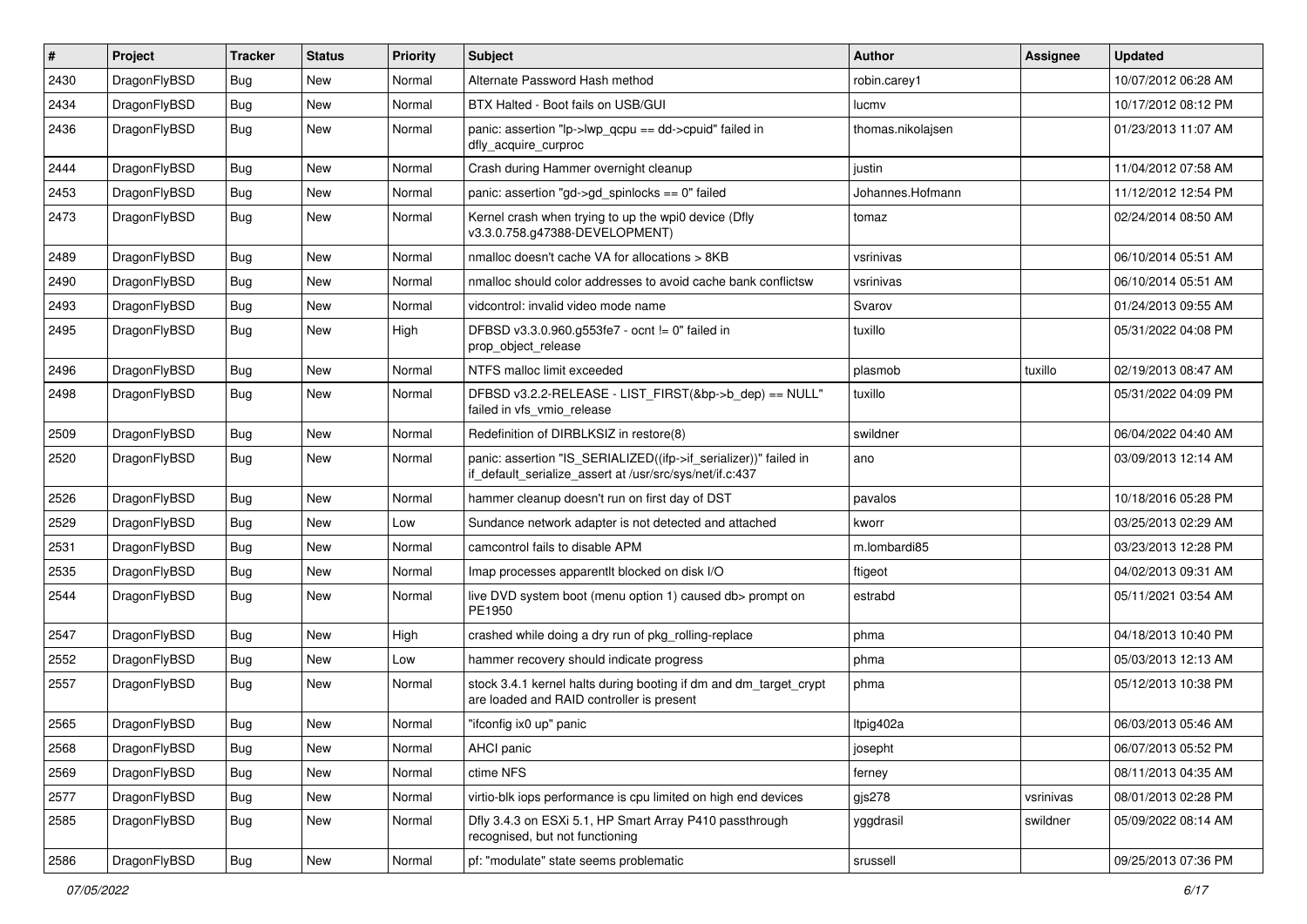| # | Project | Tracker | Status | Priority | Subject | Author | Assignee | Updated |
|---|---|---|---|---|---|---|---|---|
| 2430 | DragonFlyBSD | Bug | New | Normal | Alternate Password Hash method | robin.carey1 | | 10/07/2012 06:28 AM |
| 2434 | DragonFlyBSD | Bug | New | Normal | BTX Halted - Boot fails on USB/GUI | lucmv | | 10/17/2012 08:12 PM |
| 2436 | DragonFlyBSD | Bug | New | Normal | panic: assertion "lp->lwp_qcpu == dd->cpuid" failed in dfly_acquire_curproc | thomas.nikolajsen | | 01/23/2013 11:07 AM |
| 2444 | DragonFlyBSD | Bug | New | Normal | Crash during Hammer overnight cleanup | justin | | 11/04/2012 07:58 AM |
| 2453 | DragonFlyBSD | Bug | New | Normal | panic: assertion "gd->gd_spinlocks == 0" failed | Johannes.Hofmann | | 11/12/2012 12:54 PM |
| 2473 | DragonFlyBSD | Bug | New | Normal | Kernel crash when trying to up the wpi0 device (Dfly v3.3.0.758.g47388-DEVELOPMENT) | tomaz | | 02/24/2014 08:50 AM |
| 2489 | DragonFlyBSD | Bug | New | Normal | nmalloc doesn't cache VA for allocations > 8KB | vsrinivas | | 06/10/2014 05:51 AM |
| 2490 | DragonFlyBSD | Bug | New | Normal | nmalloc should color addresses to avoid cache bank conflictsw | vsrinivas | | 06/10/2014 05:51 AM |
| 2493 | DragonFlyBSD | Bug | New | Normal | vidcontrol: invalid video mode name | Svarov | | 01/24/2013 09:55 AM |
| 2495 | DragonFlyBSD | Bug | New | High | DFBSD v3.3.0.960.g553fe7 - ocnt != 0" failed in prop_object_release | tuxillo | | 05/31/2022 04:08 PM |
| 2496 | DragonFlyBSD | Bug | New | Normal | NTFS malloc limit exceeded | plasmob | tuxillo | 02/19/2013 08:47 AM |
| 2498 | DragonFlyBSD | Bug | New | Normal | DFBSD v3.2.2-RELEASE - LIST_FIRST(&bp->b_dep) == NULL" failed in vfs_vmio_release | tuxillo | | 05/31/2022 04:09 PM |
| 2509 | DragonFlyBSD | Bug | New | Normal | Redefinition of DIRBLKSIZ in restore(8) | swildner | | 06/04/2022 04:40 AM |
| 2520 | DragonFlyBSD | Bug | New | Normal | panic: assertion "IS_SERIALIZED((ifp->if_serializer))" failed in if_default_serialize_assert at /usr/src/sys/net/if.c:437 | ano | | 03/09/2013 12:14 AM |
| 2526 | DragonFlyBSD | Bug | New | Normal | hammer cleanup doesn't run on first day of DST | pavalos | | 10/18/2016 05:28 PM |
| 2529 | DragonFlyBSD | Bug | New | Low | Sundance network adapter is not detected and attached | kworr | | 03/25/2013 02:29 AM |
| 2531 | DragonFlyBSD | Bug | New | Normal | camcontrol fails to disable APM | m.lombardi85 | | 03/23/2013 12:28 PM |
| 2535 | DragonFlyBSD | Bug | New | Normal | Imap processes apparentlt blocked on disk I/O | ftigeot | | 04/02/2013 09:31 AM |
| 2544 | DragonFlyBSD | Bug | New | Normal | live DVD system boot (menu option 1) caused db> prompt on PE1950 | estrabd | | 05/11/2021 03:54 AM |
| 2547 | DragonFlyBSD | Bug | New | High | crashed while doing a dry run of pkg_rolling-replace | phma | | 04/18/2013 10:40 PM |
| 2552 | DragonFlyBSD | Bug | New | Low | hammer recovery should indicate progress | phma | | 05/03/2013 12:13 AM |
| 2557 | DragonFlyBSD | Bug | New | Normal | stock 3.4.1 kernel halts during booting if dm and dm_target_crypt are loaded and RAID controller is present | phma | | 05/12/2013 10:38 PM |
| 2565 | DragonFlyBSD | Bug | New | Normal | "ifconfig ix0 up" panic | Itpig402a | | 06/03/2013 05:46 AM |
| 2568 | DragonFlyBSD | Bug | New | Normal | AHCI panic | josepht | | 06/07/2013 05:52 PM |
| 2569 | DragonFlyBSD | Bug | New | Normal | ctime NFS | ferney | | 08/11/2013 04:35 AM |
| 2577 | DragonFlyBSD | Bug | New | Normal | virtio-blk iops performance is cpu limited on high end devices | gjs278 | vsrinivas | 08/01/2013 02:28 PM |
| 2585 | DragonFlyBSD | Bug | New | Normal | Dfly 3.4.3 on ESXi 5.1, HP Smart Array P410 passthrough recognised, but not functioning | yggdrasil | swildner | 05/09/2022 08:14 AM |
| 2586 | DragonFlyBSD | Bug | New | Normal | pf: "modulate" state seems problematic | srussell | | 09/25/2013 07:36 PM |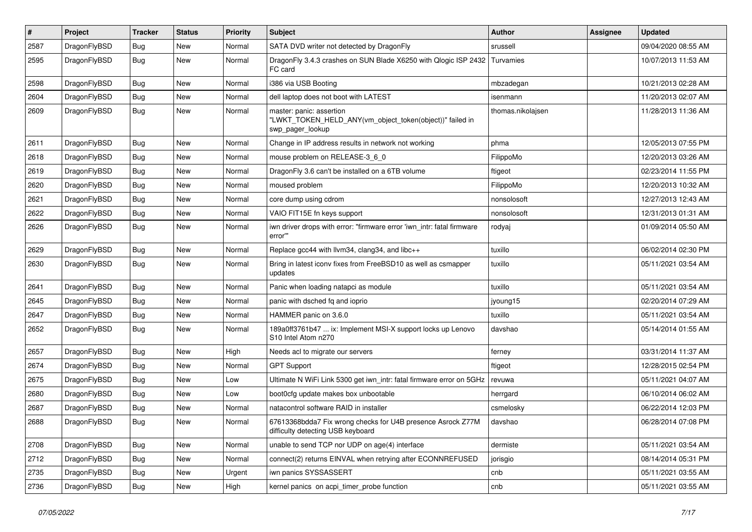| # | Project | Tracker | Status | Priority | Subject | Author | Assignee | Updated |
|---|---|---|---|---|---|---|---|---|
| 2587 | DragonFlyBSD | Bug | New | Normal | SATA DVD writer not detected by DragonFly | srussell | | 09/04/2020 08:55 AM |
| 2595 | DragonFlyBSD | Bug | New | Normal | DragonFly 3.4.3 crashes on SUN Blade X6250 with Qlogic ISP 2432 FC card | Turvamies | | 10/07/2013 11:53 AM |
| 2598 | DragonFlyBSD | Bug | New | Normal | i386 via USB Booting | mbzadegan | | 10/21/2013 02:28 AM |
| 2604 | DragonFlyBSD | Bug | New | Normal | dell laptop does not boot with LATEST | isenmann | | 11/20/2013 02:07 AM |
| 2609 | DragonFlyBSD | Bug | New | Normal | master: panic: assertion "LWKT_TOKEN_HELD_ANY(vm_object_token(object))" failed in swp_pager_lookup | thomas.nikolajsen | | 11/28/2013 11:36 AM |
| 2611 | DragonFlyBSD | Bug | New | Normal | Change in IP address results in network not working | phma | | 12/05/2013 07:55 PM |
| 2618 | DragonFlyBSD | Bug | New | Normal | mouse problem on RELEASE-3_6_0 | FilippoMo | | 12/20/2013 03:26 AM |
| 2619 | DragonFlyBSD | Bug | New | Normal | DragonFly 3.6 can't be installed on a 6TB volume | ftigeot | | 02/23/2014 11:55 PM |
| 2620 | DragonFlyBSD | Bug | New | Normal | moused problem | FilippoMo | | 12/20/2013 10:32 AM |
| 2621 | DragonFlyBSD | Bug | New | Normal | core dump using cdrom | nonsolosoft | | 12/27/2013 12:43 AM |
| 2622 | DragonFlyBSD | Bug | New | Normal | VAIO FIT15E fn keys support | nonsolosoft | | 12/31/2013 01:31 AM |
| 2626 | DragonFlyBSD | Bug | New | Normal | iwn driver drops with error: "firmware error 'iwn_intr: fatal firmware error'" | rodyaj | | 01/09/2014 05:50 AM |
| 2629 | DragonFlyBSD | Bug | New | Normal | Replace gcc44 with llvm34, clang34, and libc++ | tuxillo | | 06/02/2014 02:30 PM |
| 2630 | DragonFlyBSD | Bug | New | Normal | Bring in latest iconv fixes from FreeBSD10 as well as csmapper updates | tuxillo | | 05/11/2021 03:54 AM |
| 2641 | DragonFlyBSD | Bug | New | Normal | Panic when loading natapci as module | tuxillo | | 05/11/2021 03:54 AM |
| 2645 | DragonFlyBSD | Bug | New | Normal | panic with dsched fq and ioprio | jyoung15 | | 02/20/2014 07:29 AM |
| 2647 | DragonFlyBSD | Bug | New | Normal | HAMMER panic on 3.6.0 | tuxillo | | 05/11/2021 03:54 AM |
| 2652 | DragonFlyBSD | Bug | New | Normal | 189a0ff3761b47 ... ix: Implement MSI-X support locks up Lenovo S10 Intel Atom n270 | davshao | | 05/14/2014 01:55 AM |
| 2657 | DragonFlyBSD | Bug | New | High | Needs acl to migrate our servers | ferney | | 03/31/2014 11:37 AM |
| 2674 | DragonFlyBSD | Bug | New | Normal | GPT Support | ftigeot | | 12/28/2015 02:54 PM |
| 2675 | DragonFlyBSD | Bug | New | Low | Ultimate N WiFi Link 5300 get iwn_intr: fatal firmware error on 5GHz | revuwa | | 05/11/2021 04:07 AM |
| 2680 | DragonFlyBSD | Bug | New | Low | boot0cfg update makes box unbootable | herrgard | | 06/10/2014 06:02 AM |
| 2687 | DragonFlyBSD | Bug | New | Normal | natacontrol software RAID in installer | csmelosky | | 06/22/2014 12:03 PM |
| 2688 | DragonFlyBSD | Bug | New | Normal | 67613368bdda7 Fix wrong checks for U4B presence Asrock Z77M difficulty detecting USB keyboard | davshao | | 06/28/2014 07:08 PM |
| 2708 | DragonFlyBSD | Bug | New | Normal | unable to send TCP nor UDP on age(4) interface | dermiste | | 05/11/2021 03:54 AM |
| 2712 | DragonFlyBSD | Bug | New | Normal | connect(2) returns EINVAL when retrying after ECONNREFUSED | jorisgio | | 08/14/2014 05:31 PM |
| 2735 | DragonFlyBSD | Bug | New | Urgent | iwn panics SYSSASSERT | cnb | | 05/11/2021 03:55 AM |
| 2736 | DragonFlyBSD | Bug | New | High | kernel panics on acpi_timer_probe function | cnb | | 05/11/2021 03:55 AM |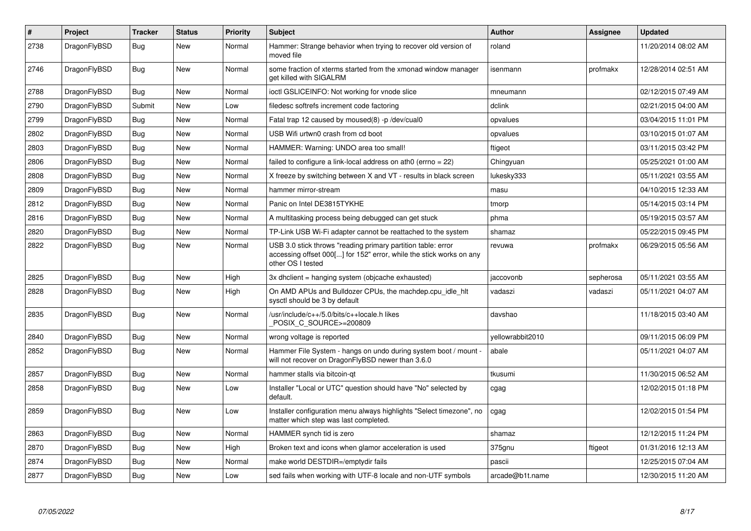| # | Project | Tracker | Status | Priority | Subject | Author | Assignee | Updated |
|---|---|---|---|---|---|---|---|---|
| 2738 | DragonFlyBSD | Bug | New | Normal | Hammer: Strange behavior when trying to recover old version of moved file | roland | | 11/20/2014 08:02 AM |
| 2746 | DragonFlyBSD | Bug | New | Normal | some fraction of xterms started from the xmonad window manager get killed with SIGALRM | isenmann | profmakx | 12/28/2014 02:51 AM |
| 2788 | DragonFlyBSD | Bug | New | Normal | ioctl GSLICEINFO: Not working for vnode slice | mneumann | | 02/12/2015 07:49 AM |
| 2790 | DragonFlyBSD | Submit | New | Low | filedesc softrefs increment code factoring | dclink | | 02/21/2015 04:00 AM |
| 2799 | DragonFlyBSD | Bug | New | Normal | Fatal trap 12 caused by moused(8) -p /dev/cual0 | opvalues | | 03/04/2015 11:01 PM |
| 2802 | DragonFlyBSD | Bug | New | Normal | USB Wifi urtwn0 crash from cd boot | opvalues | | 03/10/2015 01:07 AM |
| 2803 | DragonFlyBSD | Bug | New | Normal | HAMMER: Warning: UNDO area too small! | ftigeot | | 03/11/2015 03:42 PM |
| 2806 | DragonFlyBSD | Bug | New | Normal | failed to configure a link-local address on ath0 (errno = 22) | Chingyuan | | 05/25/2021 01:00 AM |
| 2808 | DragonFlyBSD | Bug | New | Normal | X freeze by switching between X and VT - results in black screen | lukesky333 | | 05/11/2021 03:55 AM |
| 2809 | DragonFlyBSD | Bug | New | Normal | hammer mirror-stream | masu | | 04/10/2015 12:33 AM |
| 2812 | DragonFlyBSD | Bug | New | Normal | Panic on Intel DE3815TYKHE | tmorp | | 05/14/2015 03:14 PM |
| 2816 | DragonFlyBSD | Bug | New | Normal | A multitasking process being debugged can get stuck | phma | | 05/19/2015 03:57 AM |
| 2820 | DragonFlyBSD | Bug | New | Normal | TP-Link USB Wi-Fi adapter cannot be reattached to the system | shamaz | | 05/22/2015 09:45 PM |
| 2822 | DragonFlyBSD | Bug | New | Normal | USB 3.0 stick throws "reading primary partition table: error accessing offset 000[...] for 152" error, while the stick works on any other OS I tested | revuwa | profmakx | 06/29/2015 05:56 AM |
| 2825 | DragonFlyBSD | Bug | New | High | 3x dhclient = hanging system (objcache exhausted) | jaccovonb | sepherosa | 05/11/2021 03:55 AM |
| 2828 | DragonFlyBSD | Bug | New | High | On AMD APUs and Bulldozer CPUs, the machdep.cpu_idle_hlt sysctl should be 3 by default | vadaszi | vadaszi | 05/11/2021 04:07 AM |
| 2835 | DragonFlyBSD | Bug | New | Normal | /usr/include/c++/5.0/bits/c++locale.h likes _POSIX_C_SOURCE>=200809 | davshao | | 11/18/2015 03:40 AM |
| 2840 | DragonFlyBSD | Bug | New | Normal | wrong voltage is reported | yellowrabbit2010 | | 09/11/2015 06:09 PM |
| 2852 | DragonFlyBSD | Bug | New | Normal | Hammer File System - hangs on undo during system boot / mount - will not recover on DragonFlyBSD newer than 3.6.0 | abale | | 05/11/2021 04:07 AM |
| 2857 | DragonFlyBSD | Bug | New | Normal | hammer stalls via bitcoin-qt | tkusumi | | 11/30/2015 06:52 AM |
| 2858 | DragonFlyBSD | Bug | New | Low | Installer "Local or UTC" question should have "No" selected by default. | cgag | | 12/02/2015 01:18 PM |
| 2859 | DragonFlyBSD | Bug | New | Low | Installer configuration menu always highlights "Select timezone", no matter which step was last completed. | cgag | | 12/02/2015 01:54 PM |
| 2863 | DragonFlyBSD | Bug | New | Normal | HAMMER synch tid is zero | shamaz | | 12/12/2015 11:24 PM |
| 2870 | DragonFlyBSD | Bug | New | High | Broken text and icons when glamor acceleration is used | 375gnu | ftigeot | 01/31/2016 12:13 AM |
| 2874 | DragonFlyBSD | Bug | New | Normal | make world DESTDIR=/emptydir fails | pascii | | 12/25/2015 07:04 AM |
| 2877 | DragonFlyBSD | Bug | New | Low | sed fails when working with UTF-8 locale and non-UTF symbols | arcade@b1t.name | | 12/30/2015 11:20 AM |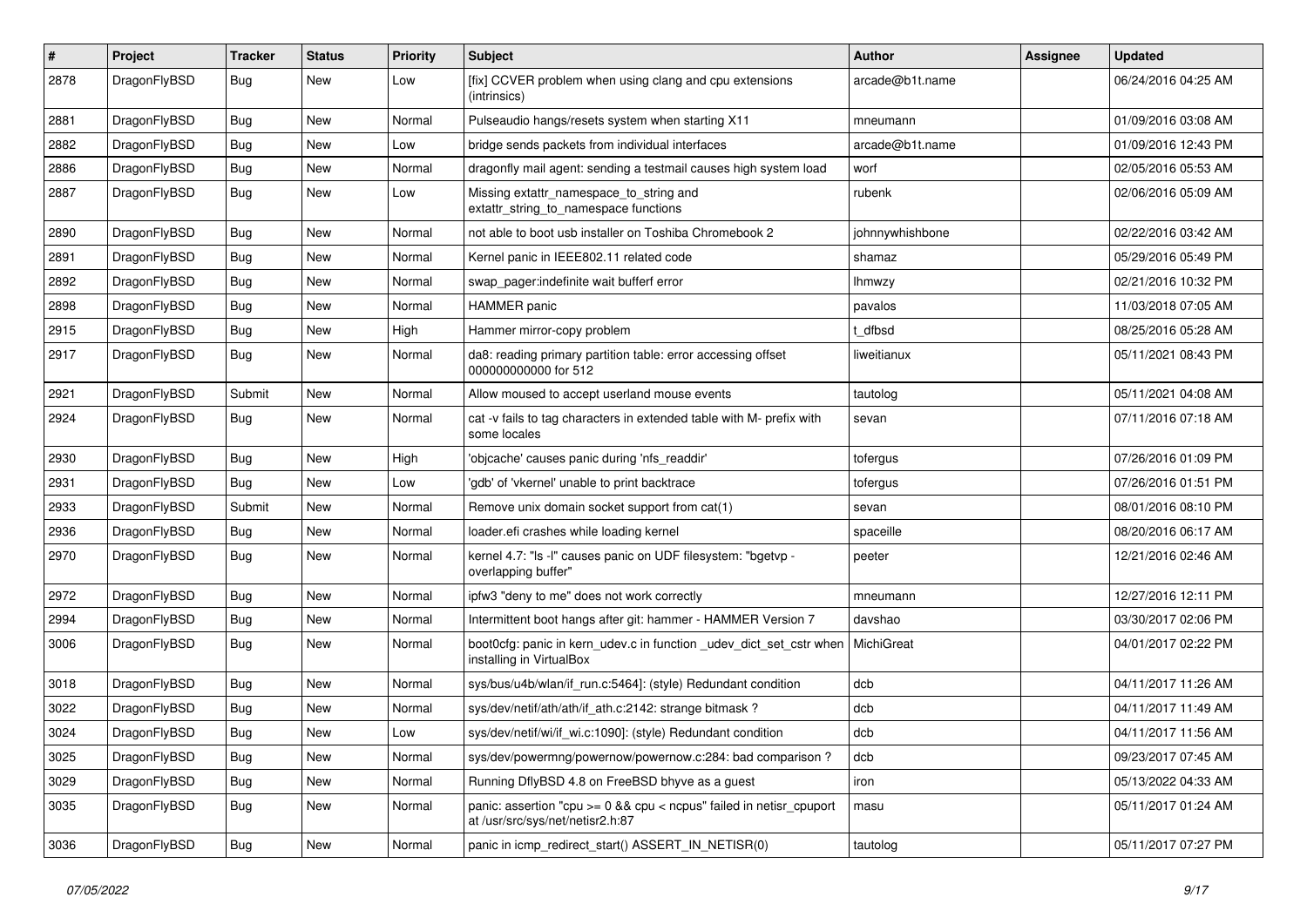| # | Project | Tracker | Status | Priority | Subject | Author | Assignee | Updated |
|---|---|---|---|---|---|---|---|---|
| 2878 | DragonFlyBSD | Bug | New | Low | [fix] CCVER problem when using clang and cpu extensions (intrinsics) | arcade@b1t.name | | 06/24/2016 04:25 AM |
| 2881 | DragonFlyBSD | Bug | New | Normal | Pulseaudio hangs/resets system when starting X11 | mneumann | | 01/09/2016 03:08 AM |
| 2882 | DragonFlyBSD | Bug | New | Low | bridge sends packets from individual interfaces | arcade@b1t.name | | 01/09/2016 12:43 PM |
| 2886 | DragonFlyBSD | Bug | New | Normal | dragonfly mail agent: sending a testmail causes high system load | worf | | 02/05/2016 05:53 AM |
| 2887 | DragonFlyBSD | Bug | New | Low | Missing extattr_namespace_to_string and extattr_string_to_namespace functions | rubenk | | 02/06/2016 05:09 AM |
| 2890 | DragonFlyBSD | Bug | New | Normal | not able to boot usb installer on Toshiba Chromebook 2 | johnnywhishbone | | 02/22/2016 03:42 AM |
| 2891 | DragonFlyBSD | Bug | New | Normal | Kernel panic in IEEE802.11 related code | shamaz | | 05/29/2016 05:49 PM |
| 2892 | DragonFlyBSD | Bug | New | Normal | swap_pager:indefinite wait bufferf error | lhmwzy | | 02/21/2016 10:32 PM |
| 2898 | DragonFlyBSD | Bug | New | Normal | HAMMER panic | pavalos | | 11/03/2018 07:05 AM |
| 2915 | DragonFlyBSD | Bug | New | High | Hammer mirror-copy problem | t_dfbsd | | 08/25/2016 05:28 AM |
| 2917 | DragonFlyBSD | Bug | New | Normal | da8: reading primary partition table: error accessing offset 000000000000 for 512 | liweitianux | | 05/11/2021 08:43 PM |
| 2921 | DragonFlyBSD | Submit | New | Normal | Allow moused to accept userland mouse events | tautolog | | 05/11/2021 04:08 AM |
| 2924 | DragonFlyBSD | Bug | New | Normal | cat -v fails to tag characters in extended table with M- prefix with some locales | sevan | | 07/11/2016 07:18 AM |
| 2930 | DragonFlyBSD | Bug | New | High | 'objcache' causes panic during 'nfs_readdir' | tofergus | | 07/26/2016 01:09 PM |
| 2931 | DragonFlyBSD | Bug | New | Low | 'gdb' of 'vkernel' unable to print backtrace | tofergus | | 07/26/2016 01:51 PM |
| 2933 | DragonFlyBSD | Submit | New | Normal | Remove unix domain socket support from cat(1) | sevan | | 08/01/2016 08:10 PM |
| 2936 | DragonFlyBSD | Bug | New | Normal | loader.efi crashes while loading kernel | spaceille | | 08/20/2016 06:17 AM |
| 2970 | DragonFlyBSD | Bug | New | Normal | kernel 4.7: "ls -l" causes panic on UDF filesystem: "bgetvp - overlapping buffer" | peeter | | 12/21/2016 02:46 AM |
| 2972 | DragonFlyBSD | Bug | New | Normal | ipfw3 "deny to me" does not work correctly | mneumann | | 12/27/2016 12:11 PM |
| 2994 | DragonFlyBSD | Bug | New | Normal | Intermittent boot hangs after git: hammer - HAMMER Version 7 | davshao | | 03/30/2017 02:06 PM |
| 3006 | DragonFlyBSD | Bug | New | Normal | boot0cfg: panic in kern_udev.c in function _udev_dict_set_cstr when installing in VirtualBox | MichiGreat | | 04/01/2017 02:22 PM |
| 3018 | DragonFlyBSD | Bug | New | Normal | sys/bus/u4b/wlan/if_run.c:5464]: (style) Redundant condition | dcb | | 04/11/2017 11:26 AM |
| 3022 | DragonFlyBSD | Bug | New | Normal | sys/dev/netif/ath/ath/if_ath.c:2142: strange bitmask ? | dcb | | 04/11/2017 11:49 AM |
| 3024 | DragonFlyBSD | Bug | New | Low | sys/dev/netif/wi/if_wi.c:1090]: (style) Redundant condition | dcb | | 04/11/2017 11:56 AM |
| 3025 | DragonFlyBSD | Bug | New | Normal | sys/dev/powermng/powernow/powernow.c:284: bad comparison ? | dcb | | 09/23/2017 07:45 AM |
| 3029 | DragonFlyBSD | Bug | New | Normal | Running DflyBSD 4.8 on FreeBSD bhyve as a guest | iron | | 05/13/2022 04:33 AM |
| 3035 | DragonFlyBSD | Bug | New | Normal | panic: assertion "cpu >= 0 && cpu < ncpus" failed in netisr_cpuport at /usr/src/sys/net/netisr2.h:87 | masu | | 05/11/2017 01:24 AM |
| 3036 | DragonFlyBSD | Bug | New | Normal | panic in icmp_redirect_start() ASSERT_IN_NETISR(0) | tautolog | | 05/11/2017 07:27 PM |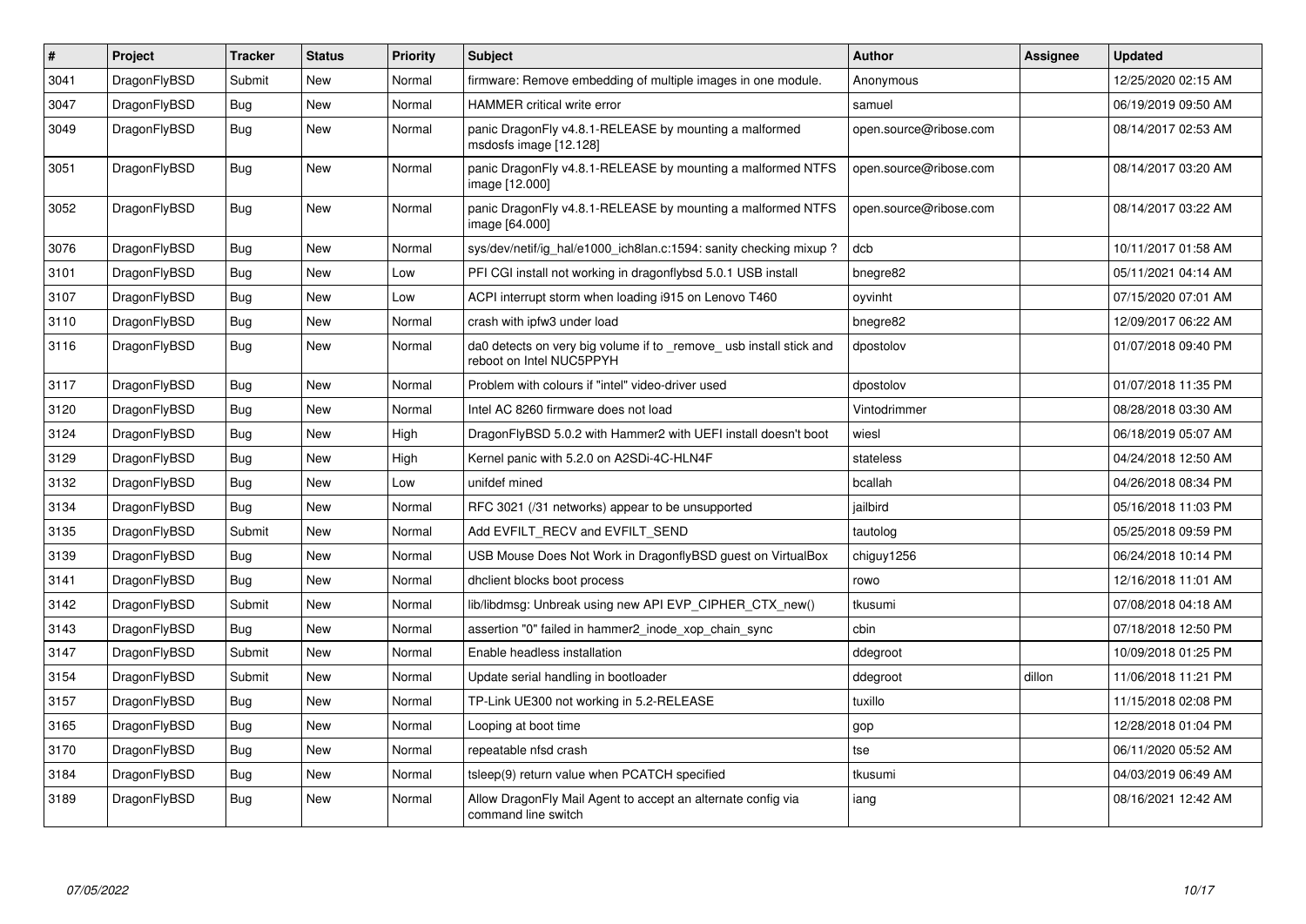| # | Project | Tracker | Status | Priority | Subject | Author | Assignee | Updated |
|---|---|---|---|---|---|---|---|---|
| 3041 | DragonFlyBSD | Submit | New | Normal | firmware: Remove embedding of multiple images in one module. | Anonymous | | 12/25/2020 02:15 AM |
| 3047 | DragonFlyBSD | Bug | New | Normal | HAMMER critical write error | samuel | | 06/19/2019 09:50 AM |
| 3049 | DragonFlyBSD | Bug | New | Normal | panic DragonFly v4.8.1-RELEASE by mounting a malformed msdosfs image [12.128] | open.source@ribose.com | | 08/14/2017 02:53 AM |
| 3051 | DragonFlyBSD | Bug | New | Normal | panic DragonFly v4.8.1-RELEASE by mounting a malformed NTFS image [12.000] | open.source@ribose.com | | 08/14/2017 03:20 AM |
| 3052 | DragonFlyBSD | Bug | New | Normal | panic DragonFly v4.8.1-RELEASE by mounting a malformed NTFS image [64.000] | open.source@ribose.com | | 08/14/2017 03:22 AM |
| 3076 | DragonFlyBSD | Bug | New | Normal | sys/dev/netif/ig_hal/e1000_ich8lan.c:1594: sanity checking mixup ? | dcb | | 10/11/2017 01:58 AM |
| 3101 | DragonFlyBSD | Bug | New | Low | PFI CGI install not working in dragonflybsd 5.0.1 USB install | bnegre82 | | 05/11/2021 04:14 AM |
| 3107 | DragonFlyBSD | Bug | New | Low | ACPI interrupt storm when loading i915 on Lenovo T460 | oyvinht | | 07/15/2020 07:01 AM |
| 3110 | DragonFlyBSD | Bug | New | Normal | crash with ipfw3 under load | bnegre82 | | 12/09/2017 06:22 AM |
| 3116 | DragonFlyBSD | Bug | New | Normal | da0 detects on very big volume if to _remove_ usb install stick and reboot on Intel NUC5PPYH | dpostolov | | 01/07/2018 09:40 PM |
| 3117 | DragonFlyBSD | Bug | New | Normal | Problem with colours if "intel" video-driver used | dpostolov | | 01/07/2018 11:35 PM |
| 3120 | DragonFlyBSD | Bug | New | Normal | Intel AC 8260 firmware does not load | Vintodrimmer | | 08/28/2018 03:30 AM |
| 3124 | DragonFlyBSD | Bug | New | High | DragonFlyBSD 5.0.2 with Hammer2 with UEFI install doesn't boot | wiesl | | 06/18/2019 05:07 AM |
| 3129 | DragonFlyBSD | Bug | New | High | Kernel panic with 5.2.0 on A2SDi-4C-HLN4F | stateless | | 04/24/2018 12:50 AM |
| 3132 | DragonFlyBSD | Bug | New | Low | unifdef mined | bcallah | | 04/26/2018 08:34 PM |
| 3134 | DragonFlyBSD | Bug | New | Normal | RFC 3021 (/31 networks) appear to be unsupported | jailbird | | 05/16/2018 11:03 PM |
| 3135 | DragonFlyBSD | Submit | New | Normal | Add EVFILT_RECV and EVFILT_SEND | tautolog | | 05/25/2018 09:59 PM |
| 3139 | DragonFlyBSD | Bug | New | Normal | USB Mouse Does Not Work in DragonflyBSD guest on VirtualBox | chiguy1256 | | 06/24/2018 10:14 PM |
| 3141 | DragonFlyBSD | Bug | New | Normal | dhclient blocks boot process | rowo | | 12/16/2018 11:01 AM |
| 3142 | DragonFlyBSD | Submit | New | Normal | lib/libdmsg: Unbreak using new API EVP_CIPHER_CTX_new() | tkusumi | | 07/08/2018 04:18 AM |
| 3143 | DragonFlyBSD | Bug | New | Normal | assertion "0" failed in hammer2_inode_xop_chain_sync | cbin | | 07/18/2018 12:50 PM |
| 3147 | DragonFlyBSD | Submit | New | Normal | Enable headless installation | ddegroot | | 10/09/2018 01:25 PM |
| 3154 | DragonFlyBSD | Submit | New | Normal | Update serial handling in bootloader | ddegroot | dillon | 11/06/2018 11:21 PM |
| 3157 | DragonFlyBSD | Bug | New | Normal | TP-Link UE300 not working in 5.2-RELEASE | tuxillo | | 11/15/2018 02:08 PM |
| 3165 | DragonFlyBSD | Bug | New | Normal | Looping at boot time | gop | | 12/28/2018 01:04 PM |
| 3170 | DragonFlyBSD | Bug | New | Normal | repeatable nfsd crash | tse | | 06/11/2020 05:52 AM |
| 3184 | DragonFlyBSD | Bug | New | Normal | tsleep(9) return value when PCATCH specified | tkusumi | | 04/03/2019 06:49 AM |
| 3189 | DragonFlyBSD | Bug | New | Normal | Allow DragonFly Mail Agent to accept an alternate config via command line switch | iang | | 08/16/2021 12:42 AM |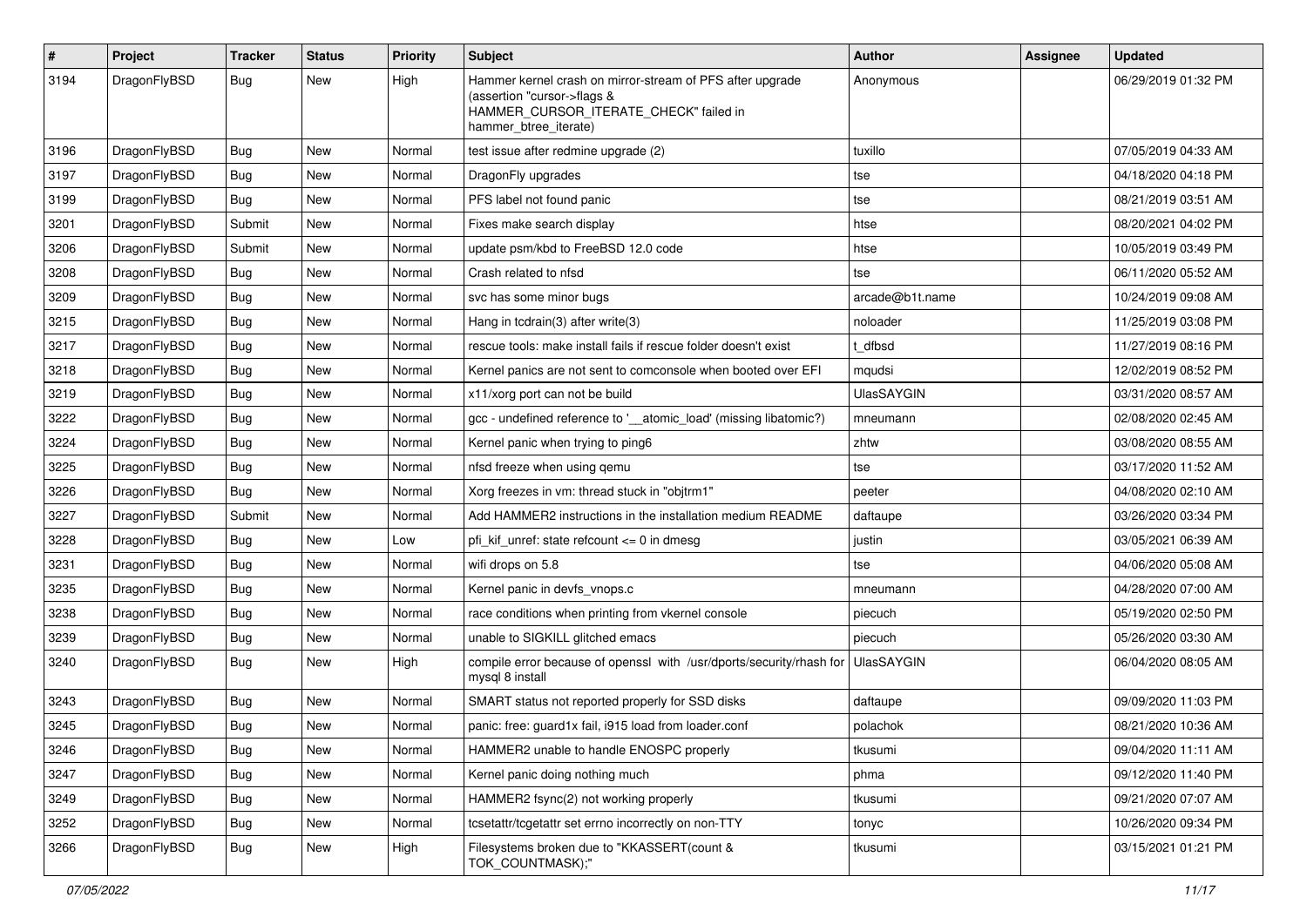| # | Project | Tracker | Status | Priority | Subject | Author | Assignee | Updated |
|---|---|---|---|---|---|---|---|---|
| 3194 | DragonFlyBSD | Bug | New | High | Hammer kernel crash on mirror-stream of PFS after upgrade (assertion "cursor->flags & HAMMER_CURSOR_ITERATE_CHECK" failed in hammer_btree_iterate) | Anonymous | | 06/29/2019 01:32 PM |
| 3196 | DragonFlyBSD | Bug | New | Normal | test issue after redmine upgrade (2) | tuxillo | | 07/05/2019 04:33 AM |
| 3197 | DragonFlyBSD | Bug | New | Normal | DragonFly upgrades | tse | | 04/18/2020 04:18 PM |
| 3199 | DragonFlyBSD | Bug | New | Normal | PFS label not found panic | tse | | 08/21/2019 03:51 AM |
| 3201 | DragonFlyBSD | Submit | New | Normal | Fixes make search display | htse | | 08/20/2021 04:02 PM |
| 3206 | DragonFlyBSD | Submit | New | Normal | update psm/kbd to FreeBSD 12.0 code | htse | | 10/05/2019 03:49 PM |
| 3208 | DragonFlyBSD | Bug | New | Normal | Crash related to nfsd | tse | | 06/11/2020 05:52 AM |
| 3209 | DragonFlyBSD | Bug | New | Normal | svc has some minor bugs | arcade@b1t.name | | 10/24/2019 09:08 AM |
| 3215 | DragonFlyBSD | Bug | New | Normal | Hang in tcdrain(3) after write(3) | noloader | | 11/25/2019 03:08 PM |
| 3217 | DragonFlyBSD | Bug | New | Normal | rescue tools: make install fails if rescue folder doesn't exist | t_dfbsd | | 11/27/2019 08:16 PM |
| 3218 | DragonFlyBSD | Bug | New | Normal | Kernel panics are not sent to comconsole when booted over EFI | mqudsi | | 12/02/2019 08:52 PM |
| 3219 | DragonFlyBSD | Bug | New | Normal | x11/xorg port can not be build | UlasSAYGIN | | 03/31/2020 08:57 AM |
| 3222 | DragonFlyBSD | Bug | New | Normal | gcc - undefined reference to '__atomic_load' (missing libatomic?) | mneumann | | 02/08/2020 02:45 AM |
| 3224 | DragonFlyBSD | Bug | New | Normal | Kernel panic when trying to ping6 | zhtw | | 03/08/2020 08:55 AM |
| 3225 | DragonFlyBSD | Bug | New | Normal | nfsd freeze when using qemu | tse | | 03/17/2020 11:52 AM |
| 3226 | DragonFlyBSD | Bug | New | Normal | Xorg freezes in vm: thread stuck in "objtrm1" | peeter | | 04/08/2020 02:10 AM |
| 3227 | DragonFlyBSD | Submit | New | Normal | Add HAMMER2 instructions in the installation medium README | daftaupe | | 03/26/2020 03:34 PM |
| 3228 | DragonFlyBSD | Bug | New | Low | pfi_kif_unref: state refcount <= 0 in dmesg | justin | | 03/05/2021 06:39 AM |
| 3231 | DragonFlyBSD | Bug | New | Normal | wifi drops on 5.8 | tse | | 04/06/2020 05:08 AM |
| 3235 | DragonFlyBSD | Bug | New | Normal | Kernel panic in devfs_vnops.c | mneumann | | 04/28/2020 07:00 AM |
| 3238 | DragonFlyBSD | Bug | New | Normal | race conditions when printing from vkernel console | piecuch | | 05/19/2020 02:50 PM |
| 3239 | DragonFlyBSD | Bug | New | Normal | unable to SIGKILL glitched emacs | piecuch | | 05/26/2020 03:30 AM |
| 3240 | DragonFlyBSD | Bug | New | High | compile error because of openssl with /usr/dports/security/rhash for mysql 8 install | UlasSAYGIN | | 06/04/2020 08:05 AM |
| 3243 | DragonFlyBSD | Bug | New | Normal | SMART status not reported properly for SSD disks | daftaupe | | 09/09/2020 11:03 PM |
| 3245 | DragonFlyBSD | Bug | New | Normal | panic: free: guard1x fail, i915 load from loader.conf | polachok | | 08/21/2020 10:36 AM |
| 3246 | DragonFlyBSD | Bug | New | Normal | HAMMER2 unable to handle ENOSPC properly | tkusumi | | 09/04/2020 11:11 AM |
| 3247 | DragonFlyBSD | Bug | New | Normal | Kernel panic doing nothing much | phma | | 09/12/2020 11:40 PM |
| 3249 | DragonFlyBSD | Bug | New | Normal | HAMMER2 fsync(2) not working properly | tkusumi | | 09/21/2020 07:07 AM |
| 3252 | DragonFlyBSD | Bug | New | Normal | tcsetattr/tcgetattr set errno incorrectly on non-TTY | tonyc | | 10/26/2020 09:34 PM |
| 3266 | DragonFlyBSD | Bug | New | High | Filesystems broken due to "KKASSERT(count & TOK_COUNTMASK);" | tkusumi | | 03/15/2021 01:21 PM |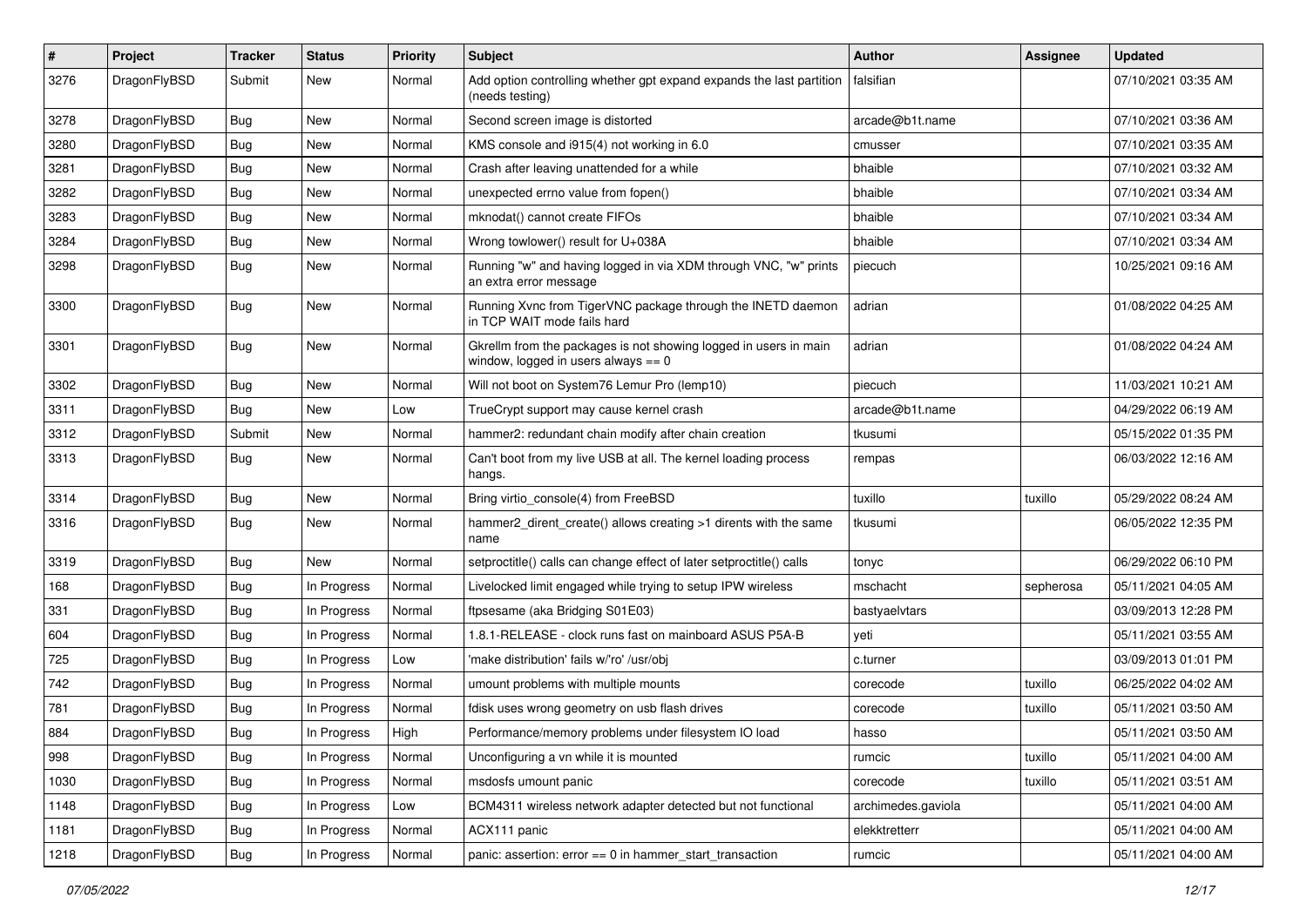| # | Project | Tracker | Status | Priority | Subject | Author | Assignee | Updated |
| --- | --- | --- | --- | --- | --- | --- | --- | --- |
| 3276 | DragonFlyBSD | Submit | New | Normal | Add option controlling whether gpt expand expands the last partition (needs testing) | falsifian | | 07/10/2021 03:35 AM |
| 3278 | DragonFlyBSD | Bug | New | Normal | Second screen image is distorted | arcade@b1t.name | | 07/10/2021 03:36 AM |
| 3280 | DragonFlyBSD | Bug | New | Normal | KMS console and i915(4) not working in 6.0 | cmusser | | 07/10/2021 03:35 AM |
| 3281 | DragonFlyBSD | Bug | New | Normal | Crash after leaving unattended for a while | bhaible | | 07/10/2021 03:32 AM |
| 3282 | DragonFlyBSD | Bug | New | Normal | unexpected errno value from fopen() | bhaible | | 07/10/2021 03:34 AM |
| 3283 | DragonFlyBSD | Bug | New | Normal | mknodat() cannot create FIFOs | bhaible | | 07/10/2021 03:34 AM |
| 3284 | DragonFlyBSD | Bug | New | Normal | Wrong towlower() result for U+038A | bhaible | | 07/10/2021 03:34 AM |
| 3298 | DragonFlyBSD | Bug | New | Normal | Running "w" and having logged in via XDM through VNC, "w" prints an extra error message | piecuch | | 10/25/2021 09:16 AM |
| 3300 | DragonFlyBSD | Bug | New | Normal | Running Xvnc from TigerVNC package through the INETD daemon in TCP WAIT mode fails hard | adrian | | 01/08/2022 04:25 AM |
| 3301 | DragonFlyBSD | Bug | New | Normal | Gkrellm from the packages is not showing logged in users in main window, logged in users always == 0 | adrian | | 01/08/2022 04:24 AM |
| 3302 | DragonFlyBSD | Bug | New | Normal | Will not boot on System76 Lemur Pro (lemp10) | piecuch | | 11/03/2021 10:21 AM |
| 3311 | DragonFlyBSD | Bug | New | Low | TrueCrypt support may cause kernel crash | arcade@b1t.name | | 04/29/2022 06:19 AM |
| 3312 | DragonFlyBSD | Submit | New | Normal | hammer2: redundant chain modify after chain creation | tkusumi | | 05/15/2022 01:35 PM |
| 3313 | DragonFlyBSD | Bug | New | Normal | Can't boot from my live USB at all. The kernel loading process hangs. | rempas | | 06/03/2022 12:16 AM |
| 3314 | DragonFlyBSD | Bug | New | Normal | Bring virtio_console(4) from FreeBSD | tuxillo | tuxillo | 05/29/2022 08:24 AM |
| 3316 | DragonFlyBSD | Bug | New | Normal | hammer2_dirent_create() allows creating >1 dirents with the same name | tkusumi | | 06/05/2022 12:35 PM |
| 3319 | DragonFlyBSD | Bug | New | Normal | setproctitle() calls can change effect of later setproctitle() calls | tonyc | | 06/29/2022 06:10 PM |
| 168 | DragonFlyBSD | Bug | In Progress | Normal | Livelocked limit engaged while trying to setup IPW wireless | mschacht | sepherosa | 05/11/2021 04:05 AM |
| 331 | DragonFlyBSD | Bug | In Progress | Normal | ftpsesame (aka Bridging S01E03) | bastyaelvtars | | 03/09/2013 12:28 PM |
| 604 | DragonFlyBSD | Bug | In Progress | Normal | 1.8.1-RELEASE - clock runs fast on mainboard ASUS P5A-B | yeti | | 05/11/2021 03:55 AM |
| 725 | DragonFlyBSD | Bug | In Progress | Low | 'make distribution' fails w/'ro' /usr/obj | c.turner | | 03/09/2013 01:01 PM |
| 742 | DragonFlyBSD | Bug | In Progress | Normal | umount problems with multiple mounts | corecode | tuxillo | 06/25/2022 04:02 AM |
| 781 | DragonFlyBSD | Bug | In Progress | Normal | fdisk uses wrong geometry on usb flash drives | corecode | tuxillo | 05/11/2021 03:50 AM |
| 884 | DragonFlyBSD | Bug | In Progress | High | Performance/memory problems under filesystem IO load | hasso | | 05/11/2021 03:50 AM |
| 998 | DragonFlyBSD | Bug | In Progress | Normal | Unconfiguring a vn while it is mounted | rumcic | tuxillo | 05/11/2021 04:00 AM |
| 1030 | DragonFlyBSD | Bug | In Progress | Normal | msdosfs umount panic | corecode | tuxillo | 05/11/2021 03:51 AM |
| 1148 | DragonFlyBSD | Bug | In Progress | Low | BCM4311 wireless network adapter detected but not functional | archimedes.gaviola | | 05/11/2021 04:00 AM |
| 1181 | DragonFlyBSD | Bug | In Progress | Normal | ACX111 panic | elekktretterr | | 05/11/2021 04:00 AM |
| 1218 | DragonFlyBSD | Bug | In Progress | Normal | panic: assertion: error == 0 in hammer_start_transaction | rumcic | | 05/11/2021 04:00 AM |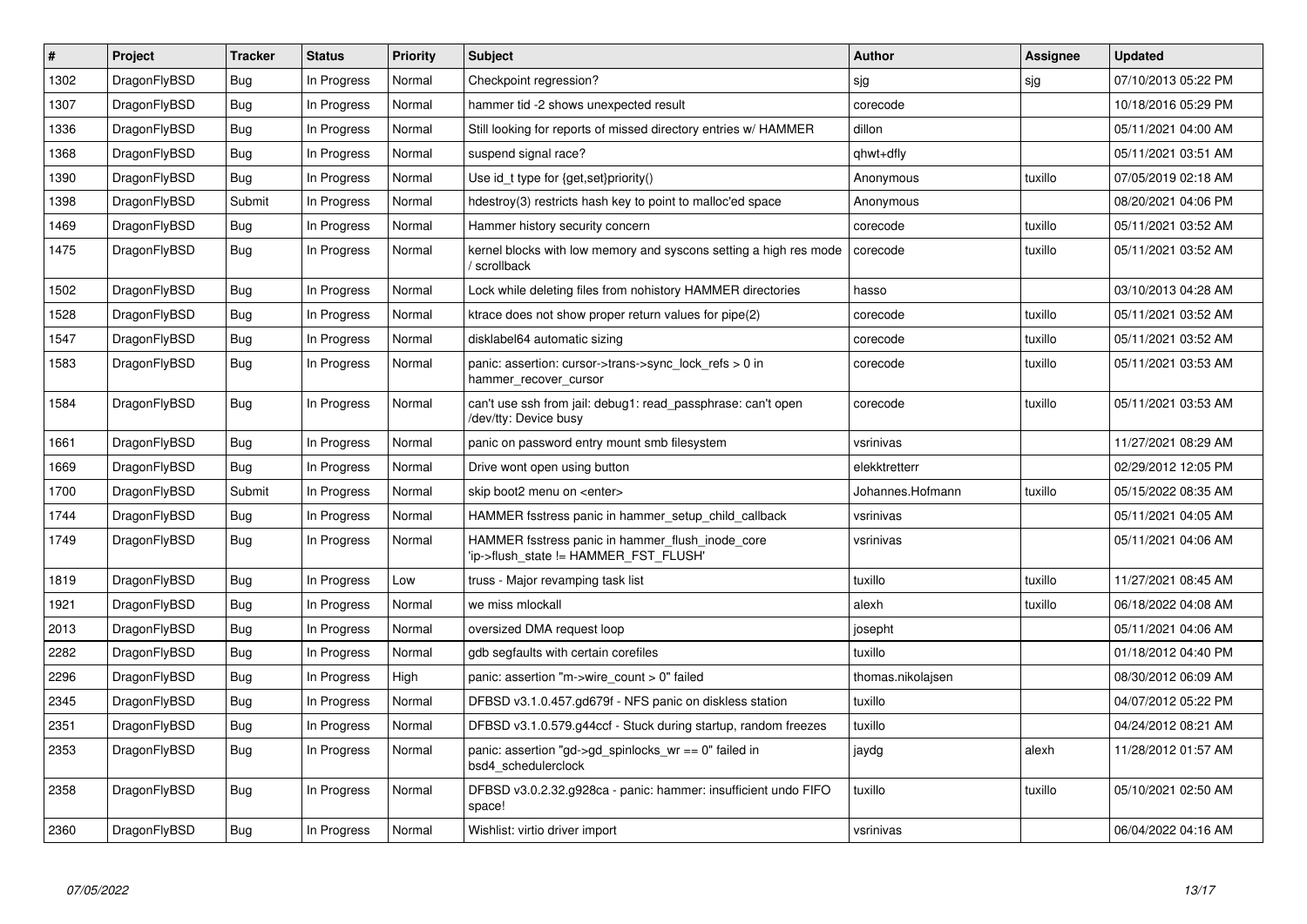| # | Project | Tracker | Status | Priority | Subject | Author | Assignee | Updated |
|---|---|---|---|---|---|---|---|---|
| 1302 | DragonFlyBSD | Bug | In Progress | Normal | Checkpoint regression? | sjg | sjg | 07/10/2013 05:22 PM |
| 1307 | DragonFlyBSD | Bug | In Progress | Normal | hammer tid -2 shows unexpected result | corecode | | 10/18/2016 05:29 PM |
| 1336 | DragonFlyBSD | Bug | In Progress | Normal | Still looking for reports of missed directory entries w/ HAMMER | dillon | | 05/11/2021 04:00 AM |
| 1368 | DragonFlyBSD | Bug | In Progress | Normal | suspend signal race? | qhwt+dfly | | 05/11/2021 03:51 AM |
| 1390 | DragonFlyBSD | Bug | In Progress | Normal | Use id_t type for {get,set}priority() | Anonymous | tuxillo | 07/05/2019 02:18 AM |
| 1398 | DragonFlyBSD | Submit | In Progress | Normal | hdestroy(3) restricts hash key to point to malloc'ed space | Anonymous | | 08/20/2021 04:06 PM |
| 1469 | DragonFlyBSD | Bug | In Progress | Normal | Hammer history security concern | corecode | tuxillo | 05/11/2021 03:52 AM |
| 1475 | DragonFlyBSD | Bug | In Progress | Normal | kernel blocks with low memory and syscons setting a high res mode / scrollback | corecode | tuxillo | 05/11/2021 03:52 AM |
| 1502 | DragonFlyBSD | Bug | In Progress | Normal | Lock while deleting files from nohistory HAMMER directories | hasso | | 03/10/2013 04:28 AM |
| 1528 | DragonFlyBSD | Bug | In Progress | Normal | ktrace does not show proper return values for pipe(2) | corecode | tuxillo | 05/11/2021 03:52 AM |
| 1547 | DragonFlyBSD | Bug | In Progress | Normal | disklabel64 automatic sizing | corecode | tuxillo | 05/11/2021 03:52 AM |
| 1583 | DragonFlyBSD | Bug | In Progress | Normal | panic: assertion: cursor->trans->sync_lock_refs > 0 in hammer_recover_cursor | corecode | tuxillo | 05/11/2021 03:53 AM |
| 1584 | DragonFlyBSD | Bug | In Progress | Normal | can't use ssh from jail: debug1: read_passphrase: can't open /dev/tty: Device busy | corecode | tuxillo | 05/11/2021 03:53 AM |
| 1661 | DragonFlyBSD | Bug | In Progress | Normal | panic on password entry mount smb filesystem | vsrinivas | | 11/27/2021 08:29 AM |
| 1669 | DragonFlyBSD | Bug | In Progress | Normal | Drive wont open using button | elekktretterr | | 02/29/2012 12:05 PM |
| 1700 | DragonFlyBSD | Submit | In Progress | Normal | skip boot2 menu on <enter> | Johannes.Hofmann | tuxillo | 05/15/2022 08:35 AM |
| 1744 | DragonFlyBSD | Bug | In Progress | Normal | HAMMER fsstress panic in hammer_setup_child_callback | vsrinivas | | 05/11/2021 04:05 AM |
| 1749 | DragonFlyBSD | Bug | In Progress | Normal | HAMMER fsstress panic in hammer_flush_inode_core 'ip->flush_state != HAMMER_FST_FLUSH' | vsrinivas | | 05/11/2021 04:06 AM |
| 1819 | DragonFlyBSD | Bug | In Progress | Low | truss - Major revamping task list | tuxillo | tuxillo | 11/27/2021 08:45 AM |
| 1921 | DragonFlyBSD | Bug | In Progress | Normal | we miss mlockall | alexh | tuxillo | 06/18/2022 04:08 AM |
| 2013 | DragonFlyBSD | Bug | In Progress | Normal | oversized DMA request loop | josepht | | 05/11/2021 04:06 AM |
| 2282 | DragonFlyBSD | Bug | In Progress | Normal | gdb segfaults with certain corefiles | tuxillo | | 01/18/2012 04:40 PM |
| 2296 | DragonFlyBSD | Bug | In Progress | High | panic: assertion "m->wire_count > 0" failed | thomas.nikolajsen | | 08/30/2012 06:09 AM |
| 2345 | DragonFlyBSD | Bug | In Progress | Normal | DFBSD v3.1.0.457.gd679f - NFS panic on diskless station | tuxillo | | 04/07/2012 05:22 PM |
| 2351 | DragonFlyBSD | Bug | In Progress | Normal | DFBSD v3.1.0.579.g44ccf - Stuck during startup, random freezes | tuxillo | | 04/24/2012 08:21 AM |
| 2353 | DragonFlyBSD | Bug | In Progress | Normal | panic: assertion "gd->gd_spinlocks_wr == 0" failed in bsd4_schedulerclock | jaydg | alexh | 11/28/2012 01:57 AM |
| 2358 | DragonFlyBSD | Bug | In Progress | Normal | DFBSD v3.0.2.32.g928ca - panic: hammer: insufficient undo FIFO space! | tuxillo | tuxillo | 05/10/2021 02:50 AM |
| 2360 | DragonFlyBSD | Bug | In Progress | Normal | Wishlist: virtio driver import | vsrinivas | | 06/04/2022 04:16 AM |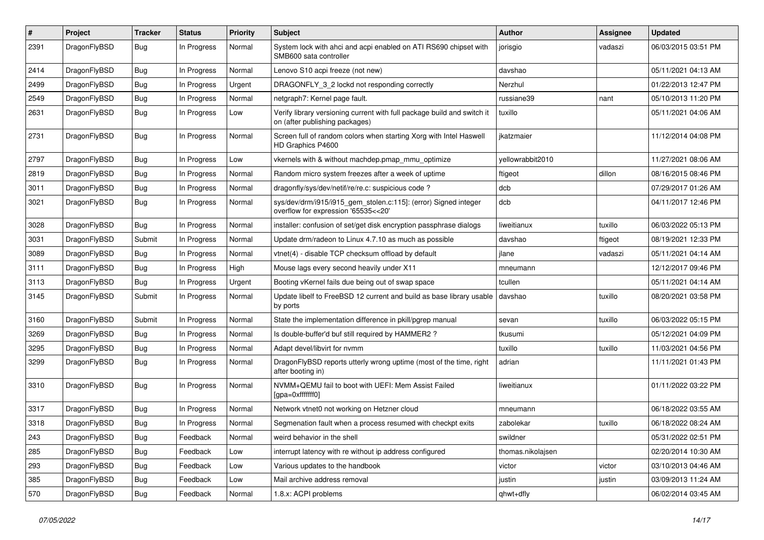| # | Project | Tracker | Status | Priority | Subject | Author | Assignee | Updated |
|---|---|---|---|---|---|---|---|---|
| 2391 | DragonFlyBSD | Bug | In Progress | Normal | System lock with ahci and acpi enabled on ATI RS690 chipset with SMB600 sata controller | jorisgio | vadaszi | 06/03/2015 03:51 PM |
| 2414 | DragonFlyBSD | Bug | In Progress | Normal | Lenovo S10 acpi freeze (not new) | davshao | | 05/11/2021 04:13 AM |
| 2499 | DragonFlyBSD | Bug | In Progress | Urgent | DRAGONFLY_3_2 lockd not responding correctly | Nerzhul | | 01/22/2013 12:47 PM |
| 2549 | DragonFlyBSD | Bug | In Progress | Normal | netgraph7: Kernel page fault. | russiane39 | nant | 05/10/2013 11:20 PM |
| 2631 | DragonFlyBSD | Bug | In Progress | Low | Verify library versioning current with full package build and switch it on (after publishing packages) | tuxillo | | 05/11/2021 04:06 AM |
| 2731 | DragonFlyBSD | Bug | In Progress | Normal | Screen full of random colors when starting Xorg with Intel Haswell HD Graphics P4600 | jkatzmaier | | 11/12/2014 04:08 PM |
| 2797 | DragonFlyBSD | Bug | In Progress | Low | vkernels with & without machdep.pmap_mmu_optimize | yellowrabbit2010 | | 11/27/2021 08:06 AM |
| 2819 | DragonFlyBSD | Bug | In Progress | Normal | Random micro system freezes after a week of uptime | ftigeot | dillon | 08/16/2015 08:46 PM |
| 3011 | DragonFlyBSD | Bug | In Progress | Normal | dragonfly/sys/dev/netif/re/re.c: suspicious code ? | dcb | | 07/29/2017 01:26 AM |
| 3021 | DragonFlyBSD | Bug | In Progress | Normal | sys/dev/drm/i915/i915_gem_stolen.c:115]: (error) Signed integer overflow for expression '65535<<20' | dcb | | 04/11/2017 12:46 PM |
| 3028 | DragonFlyBSD | Bug | In Progress | Normal | installer: confusion of set/get disk encryption passphrase dialogs | liweitianux | tuxillo | 06/03/2022 05:13 PM |
| 3031 | DragonFlyBSD | Submit | In Progress | Normal | Update drm/radeon to Linux 4.7.10 as much as possible | davshao | ftigeot | 08/19/2021 12:33 PM |
| 3089 | DragonFlyBSD | Bug | In Progress | Normal | vtnet(4) - disable TCP checksum offload by default | jlane | vadaszi | 05/11/2021 04:14 AM |
| 3111 | DragonFlyBSD | Bug | In Progress | High | Mouse lags every second heavily under X11 | mneumann | | 12/12/2017 09:46 PM |
| 3113 | DragonFlyBSD | Bug | In Progress | Urgent | Booting vKernel fails due being out of swap space | tcullen | | 05/11/2021 04:14 AM |
| 3145 | DragonFlyBSD | Submit | In Progress | Normal | Update libelf to FreeBSD 12 current and build as base library usable by ports | davshao | tuxillo | 08/20/2021 03:58 PM |
| 3160 | DragonFlyBSD | Submit | In Progress | Normal | State the implementation difference in pkill/pgrep manual | sevan | tuxillo | 06/03/2022 05:15 PM |
| 3269 | DragonFlyBSD | Bug | In Progress | Normal | Is double-buffer'd buf still required by HAMMER2 ? | tkusumi | | 05/12/2021 04:09 PM |
| 3295 | DragonFlyBSD | Bug | In Progress | Normal | Adapt devel/libvirt for nvmm | tuxillo | tuxillo | 11/03/2021 04:56 PM |
| 3299 | DragonFlyBSD | Bug | In Progress | Normal | DragonFlyBSD reports utterly wrong uptime (most of the time, right after booting in) | adrian | | 11/11/2021 01:43 PM |
| 3310 | DragonFlyBSD | Bug | In Progress | Normal | NVMM+QEMU fail to boot with UEFI: Mem Assist Failed [gpa=0xfffffff0] | liweitianux | | 01/11/2022 03:22 PM |
| 3317 | DragonFlyBSD | Bug | In Progress | Normal | Network vtnet0 not working on Hetzner cloud | mneumann | | 06/18/2022 03:55 AM |
| 3318 | DragonFlyBSD | Bug | In Progress | Normal | Segmenation fault when a process resumed with checkpt exits | zabolekar | tuxillo | 06/18/2022 08:24 AM |
| 243 | DragonFlyBSD | Bug | Feedback | Normal | weird behavior in the shell | swildner | | 05/31/2022 02:51 PM |
| 285 | DragonFlyBSD | Bug | Feedback | Low | interrupt latency with re without ip address configured | thomas.nikolajsen | | 02/20/2014 10:30 AM |
| 293 | DragonFlyBSD | Bug | Feedback | Low | Various updates to the handbook | victor | victor | 03/10/2013 04:46 AM |
| 385 | DragonFlyBSD | Bug | Feedback | Low | Mail archive address removal | justin | justin | 03/09/2013 11:24 AM |
| 570 | DragonFlyBSD | Bug | Feedback | Normal | 1.8.x: ACPI problems | qhwt+dfly | | 06/02/2014 03:45 AM |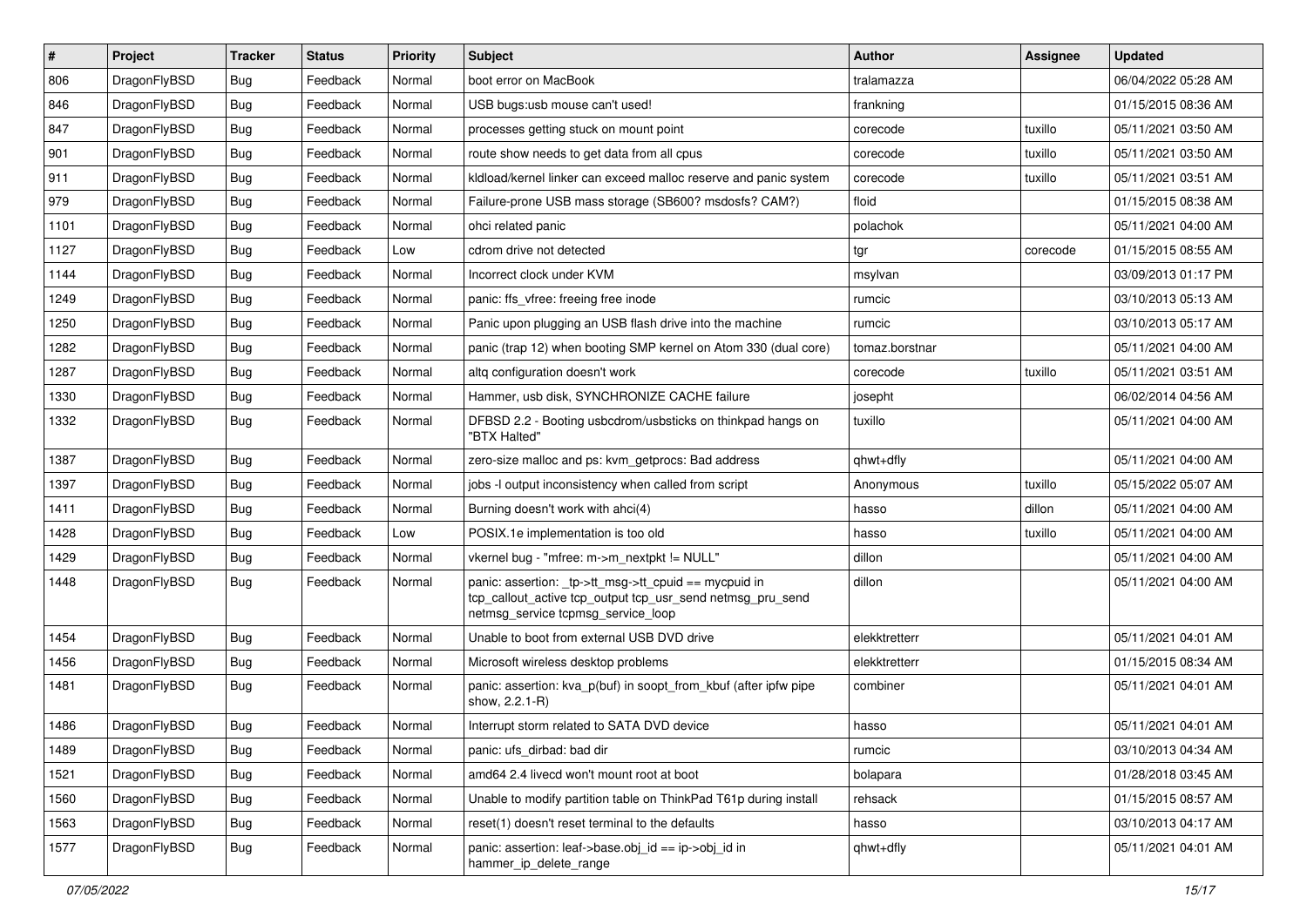| # | Project | Tracker | Status | Priority | Subject | Author | Assignee | Updated |
|---|---|---|---|---|---|---|---|---|
| 806 | DragonFlyBSD | Bug | Feedback | Normal | boot error on MacBook | tralamazza | | 06/04/2022 05:28 AM |
| 846 | DragonFlyBSD | Bug | Feedback | Normal | USB bugs:usb mouse can't used! | frankning | | 01/15/2015 08:36 AM |
| 847 | DragonFlyBSD | Bug | Feedback | Normal | processes getting stuck on mount point | corecode | tuxillo | 05/11/2021 03:50 AM |
| 901 | DragonFlyBSD | Bug | Feedback | Normal | route show needs to get data from all cpus | corecode | tuxillo | 05/11/2021 03:50 AM |
| 911 | DragonFlyBSD | Bug | Feedback | Normal | kldload/kernel linker can exceed malloc reserve and panic system | corecode | tuxillo | 05/11/2021 03:51 AM |
| 979 | DragonFlyBSD | Bug | Feedback | Normal | Failure-prone USB mass storage (SB600? msdosfs? CAM?) | floid | | 01/15/2015 08:38 AM |
| 1101 | DragonFlyBSD | Bug | Feedback | Normal | ohci related panic | polachok | | 05/11/2021 04:00 AM |
| 1127 | DragonFlyBSD | Bug | Feedback | Low | cdrom drive not detected | tgr | corecode | 01/15/2015 08:55 AM |
| 1144 | DragonFlyBSD | Bug | Feedback | Normal | Incorrect clock under KVM | msylvan | | 03/09/2013 01:17 PM |
| 1249 | DragonFlyBSD | Bug | Feedback | Normal | panic: ffs_vfree: freeing free inode | rumcic | | 03/10/2013 05:13 AM |
| 1250 | DragonFlyBSD | Bug | Feedback | Normal | Panic upon plugging an USB flash drive into the machine | rumcic | | 03/10/2013 05:17 AM |
| 1282 | DragonFlyBSD | Bug | Feedback | Normal | panic (trap 12) when booting SMP kernel on Atom 330 (dual core) | tomaz.borstnar | | 05/11/2021 04:00 AM |
| 1287 | DragonFlyBSD | Bug | Feedback | Normal | altq configuration doesn't work | corecode | tuxillo | 05/11/2021 03:51 AM |
| 1330 | DragonFlyBSD | Bug | Feedback | Normal | Hammer, usb disk, SYNCHRONIZE CACHE failure | josepht | | 06/02/2014 04:56 AM |
| 1332 | DragonFlyBSD | Bug | Feedback | Normal | DFBSD 2.2 - Booting usbcdrom/usbsticks on thinkpad hangs on "BTX Halted" | tuxillo | | 05/11/2021 04:00 AM |
| 1387 | DragonFlyBSD | Bug | Feedback | Normal | zero-size malloc and ps: kvm_getprocs: Bad address | qhwt+dfly | | 05/11/2021 04:00 AM |
| 1397 | DragonFlyBSD | Bug | Feedback | Normal | jobs -l output inconsistency when called from script | Anonymous | tuxillo | 05/15/2022 05:07 AM |
| 1411 | DragonFlyBSD | Bug | Feedback | Normal | Burning doesn't work with ahci(4) | hasso | dillon | 05/11/2021 04:00 AM |
| 1428 | DragonFlyBSD | Bug | Feedback | Low | POSIX.1e implementation is too old | hasso | tuxillo | 05/11/2021 04:00 AM |
| 1429 | DragonFlyBSD | Bug | Feedback | Normal | vkernel bug - "mfree: m->m_nextpkt != NULL" | dillon | | 05/11/2021 04:00 AM |
| 1448 | DragonFlyBSD | Bug | Feedback | Normal | panic: assertion: _tp->tt_msg->tt_cpuid == mycpuid in tcp_callout_active tcp_output tcp_usr_send netmsg_pru_send netmsg_service tcpmsg_service_loop | dillon | | 05/11/2021 04:00 AM |
| 1454 | DragonFlyBSD | Bug | Feedback | Normal | Unable to boot from external USB DVD drive | elekktretterr | | 05/11/2021 04:01 AM |
| 1456 | DragonFlyBSD | Bug | Feedback | Normal | Microsoft wireless desktop problems | elekktretterr | | 01/15/2015 08:34 AM |
| 1481 | DragonFlyBSD | Bug | Feedback | Normal | panic: assertion: kva_p(buf) in soopt_from_kbuf (after ipfw pipe show, 2.2.1-R) | combiner | | 05/11/2021 04:01 AM |
| 1486 | DragonFlyBSD | Bug | Feedback | Normal | Interrupt storm related to SATA DVD device | hasso | | 05/11/2021 04:01 AM |
| 1489 | DragonFlyBSD | Bug | Feedback | Normal | panic: ufs_dirbad: bad dir | rumcic | | 03/10/2013 04:34 AM |
| 1521 | DragonFlyBSD | Bug | Feedback | Normal | amd64 2.4 livecd won't mount root at boot | bolapara | | 01/28/2018 03:45 AM |
| 1560 | DragonFlyBSD | Bug | Feedback | Normal | Unable to modify partition table on ThinkPad T61p during install | rehsack | | 01/15/2015 08:57 AM |
| 1563 | DragonFlyBSD | Bug | Feedback | Normal | reset(1) doesn't reset terminal to the defaults | hasso | | 03/10/2013 04:17 AM |
| 1577 | DragonFlyBSD | Bug | Feedback | Normal | panic: assertion: leaf->base.obj_id == ip->obj_id in hammer_ip_delete_range | qhwt+dfly | | 05/11/2021 04:01 AM |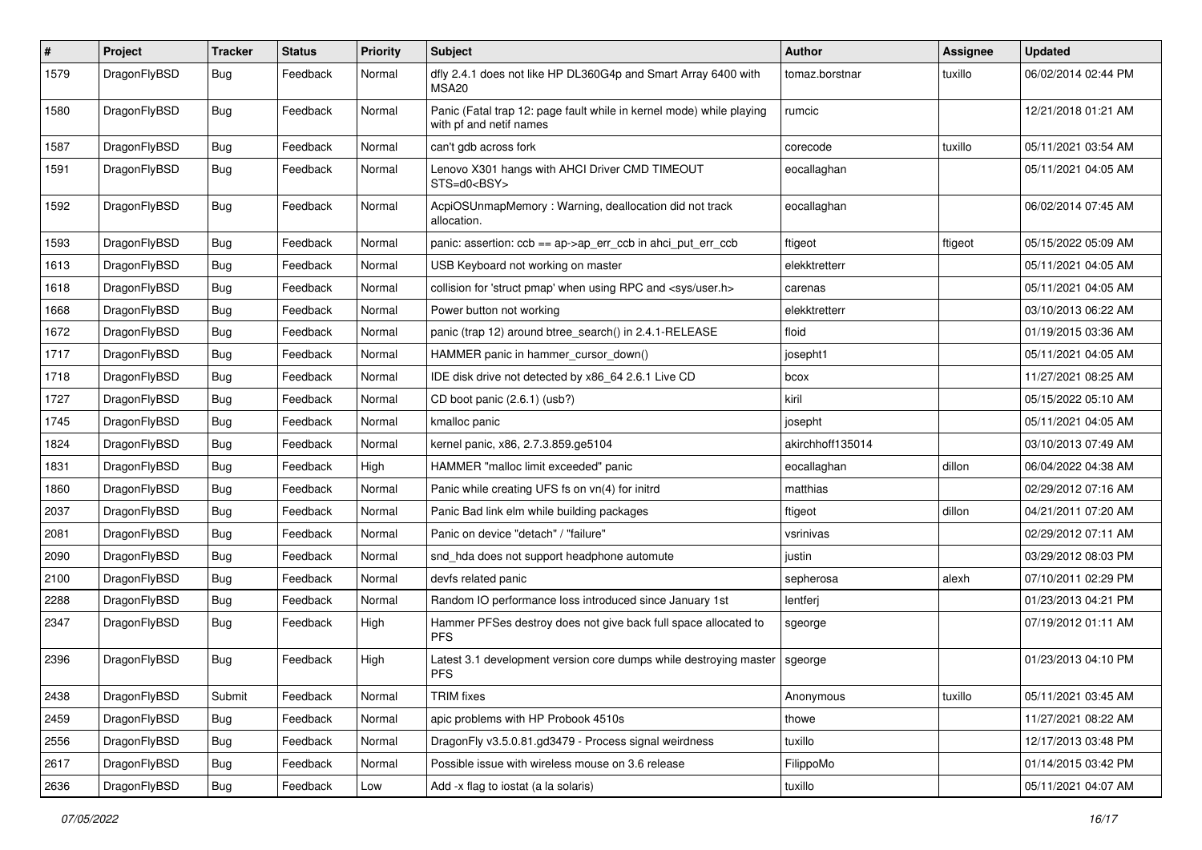| # | Project | Tracker | Status | Priority | Subject | Author | Assignee | Updated |
| --- | --- | --- | --- | --- | --- | --- | --- | --- |
| 1579 | DragonFlyBSD | Bug | Feedback | Normal | dfly 2.4.1 does not like HP DL360G4p and Smart Array 6400 with MSA20 | tomaz.borstnar | tuxillo | 06/02/2014 02:44 PM |
| 1580 | DragonFlyBSD | Bug | Feedback | Normal | Panic (Fatal trap 12: page fault while in kernel mode) while playing with pf and netif names | rumcic | | 12/21/2018 01:21 AM |
| 1587 | DragonFlyBSD | Bug | Feedback | Normal | can't gdb across fork | corecode | tuxillo | 05/11/2021 03:54 AM |
| 1591 | DragonFlyBSD | Bug | Feedback | Normal | Lenovo X301 hangs with AHCI Driver CMD TIMEOUT STS=d0<BSY> | eocallaghan | | 05/11/2021 04:05 AM |
| 1592 | DragonFlyBSD | Bug | Feedback | Normal | AcpiOSUnmapMemory : Warning, deallocation did not track allocation. | eocallaghan | | 06/02/2014 07:45 AM |
| 1593 | DragonFlyBSD | Bug | Feedback | Normal | panic: assertion: ccb == ap->ap_err_ccb in ahci_put_err_ccb | ftigeot | ftigeot | 05/15/2022 05:09 AM |
| 1613 | DragonFlyBSD | Bug | Feedback | Normal | USB Keyboard not working on master | elekktretterr | | 05/11/2021 04:05 AM |
| 1618 | DragonFlyBSD | Bug | Feedback | Normal | collision for 'struct pmap' when using RPC and <sys/user.h> | carenas | | 05/11/2021 04:05 AM |
| 1668 | DragonFlyBSD | Bug | Feedback | Normal | Power button not working | elekktretterr | | 03/10/2013 06:22 AM |
| 1672 | DragonFlyBSD | Bug | Feedback | Normal | panic (trap 12) around btree_search() in 2.4.1-RELEASE | floid | | 01/19/2015 03:36 AM |
| 1717 | DragonFlyBSD | Bug | Feedback | Normal | HAMMER panic in hammer_cursor_down() | josepht1 | | 05/11/2021 04:05 AM |
| 1718 | DragonFlyBSD | Bug | Feedback | Normal | IDE disk drive not detected by x86_64 2.6.1 Live CD | bcox | | 11/27/2021 08:25 AM |
| 1727 | DragonFlyBSD | Bug | Feedback | Normal | CD boot panic (2.6.1) (usb?) | kiril | | 05/15/2022 05:10 AM |
| 1745 | DragonFlyBSD | Bug | Feedback | Normal | kmalloc panic | josepht | | 05/11/2021 04:05 AM |
| 1824 | DragonFlyBSD | Bug | Feedback | Normal | kernel panic, x86, 2.7.3.859.ge5104 | akirchhoff135014 | | 03/10/2013 07:49 AM |
| 1831 | DragonFlyBSD | Bug | Feedback | High | HAMMER "malloc limit exceeded" panic | eocallaghan | dillon | 06/04/2022 04:38 AM |
| 1860 | DragonFlyBSD | Bug | Feedback | Normal | Panic while creating UFS fs on vn(4) for initrd | matthias | | 02/29/2012 07:16 AM |
| 2037 | DragonFlyBSD | Bug | Feedback | Normal | Panic Bad link elm while building packages | ftigeot | dillon | 04/21/2011 07:20 AM |
| 2081 | DragonFlyBSD | Bug | Feedback | Normal | Panic on device "detach" / "failure" | vsrinivas | | 02/29/2012 07:11 AM |
| 2090 | DragonFlyBSD | Bug | Feedback | Normal | snd_hda does not support headphone automute | justin | | 03/29/2012 08:03 PM |
| 2100 | DragonFlyBSD | Bug | Feedback | Normal | devfs related panic | sepherosa | alexh | 07/10/2011 02:29 PM |
| 2288 | DragonFlyBSD | Bug | Feedback | Normal | Random IO performance loss introduced since January 1st | lentferj | | 01/23/2013 04:21 PM |
| 2347 | DragonFlyBSD | Bug | Feedback | High | Hammer PFSes destroy does not give back full space allocated to PFS | sgeorge | | 07/19/2012 01:11 AM |
| 2396 | DragonFlyBSD | Bug | Feedback | High | Latest 3.1 development version core dumps while destroying master PFS | sgeorge | | 01/23/2013 04:10 PM |
| 2438 | DragonFlyBSD | Submit | Feedback | Normal | TRIM fixes | Anonymous | tuxillo | 05/11/2021 03:45 AM |
| 2459 | DragonFlyBSD | Bug | Feedback | Normal | apic problems with HP Probook 4510s | thowe | | 11/27/2021 08:22 AM |
| 2556 | DragonFlyBSD | Bug | Feedback | Normal | DragonFly v3.5.0.81.gd3479 - Process signal weirdness | tuxillo | | 12/17/2013 03:48 PM |
| 2617 | DragonFlyBSD | Bug | Feedback | Normal | Possible issue with wireless mouse on 3.6 release | FilippoMo | | 01/14/2015 03:42 PM |
| 2636 | DragonFlyBSD | Bug | Feedback | Low | Add -x flag to iostat (a la solaris) | tuxillo | | 05/11/2021 04:07 AM |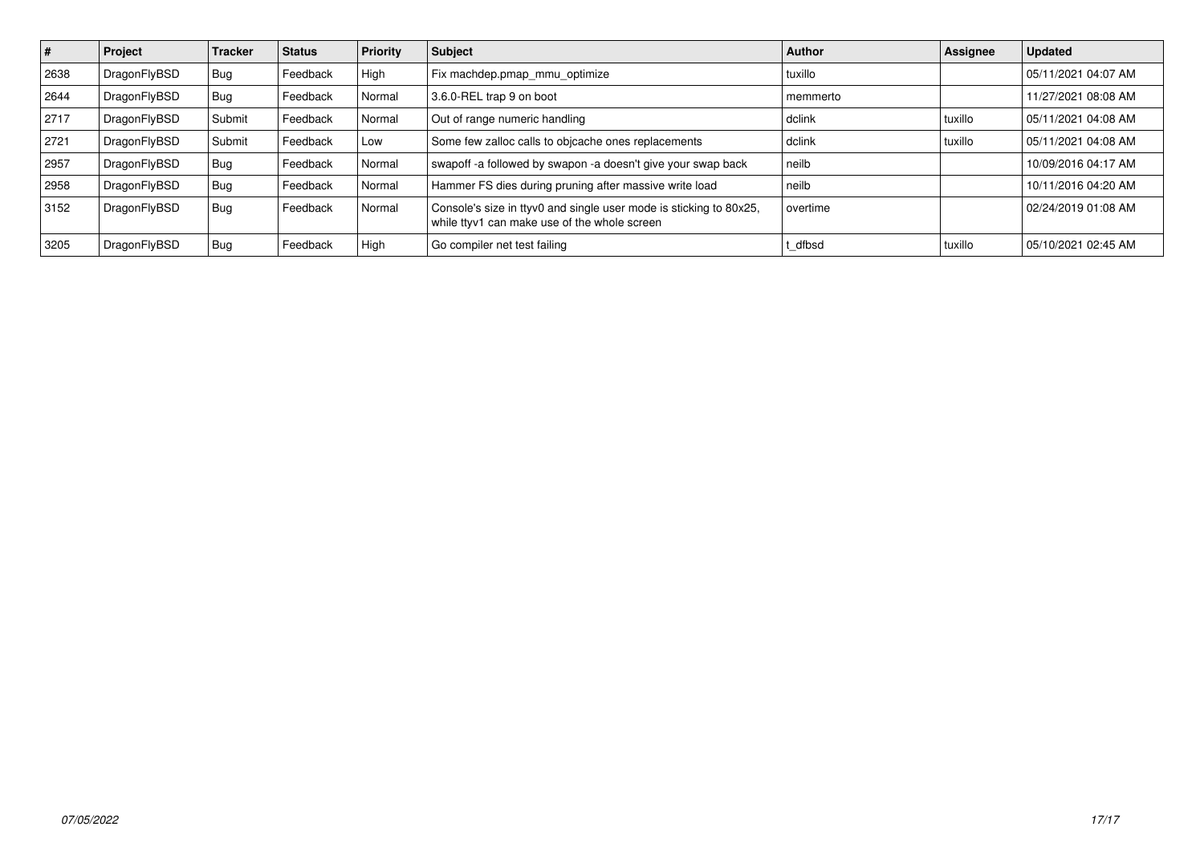| # | Project | Tracker | Status | Priority | Subject | Author | Assignee | Updated |
|---|---|---|---|---|---|---|---|---|
| 2638 | DragonFlyBSD | Bug | Feedback | High | Fix machdep.pmap_mmu_optimize | tuxillo | | 05/11/2021 04:07 AM |
| 2644 | DragonFlyBSD | Bug | Feedback | Normal | 3.6.0-REL trap 9 on boot | memmerto | | 11/27/2021 08:08 AM |
| 2717 | DragonFlyBSD | Submit | Feedback | Normal | Out of range numeric handling | dclink | tuxillo | 05/11/2021 04:08 AM |
| 2721 | DragonFlyBSD | Submit | Feedback | Low | Some few zalloc calls to objcache ones replacements | dclink | tuxillo | 05/11/2021 04:08 AM |
| 2957 | DragonFlyBSD | Bug | Feedback | Normal | swapoff -a followed by swapon -a doesn't give your swap back | neilb | | 10/09/2016 04:17 AM |
| 2958 | DragonFlyBSD | Bug | Feedback | Normal | Hammer FS dies during pruning after massive write load | neilb | | 10/11/2016 04:20 AM |
| 3152 | DragonFlyBSD | Bug | Feedback | Normal | Console's size in ttyv0 and single user mode is sticking to 80x25, while ttyv1 can make use of the whole screen | overtime | | 02/24/2019 01:08 AM |
| 3205 | DragonFlyBSD | Bug | Feedback | High | Go compiler net test failing | t_dfbsd | tuxillo | 05/10/2021 02:45 AM |